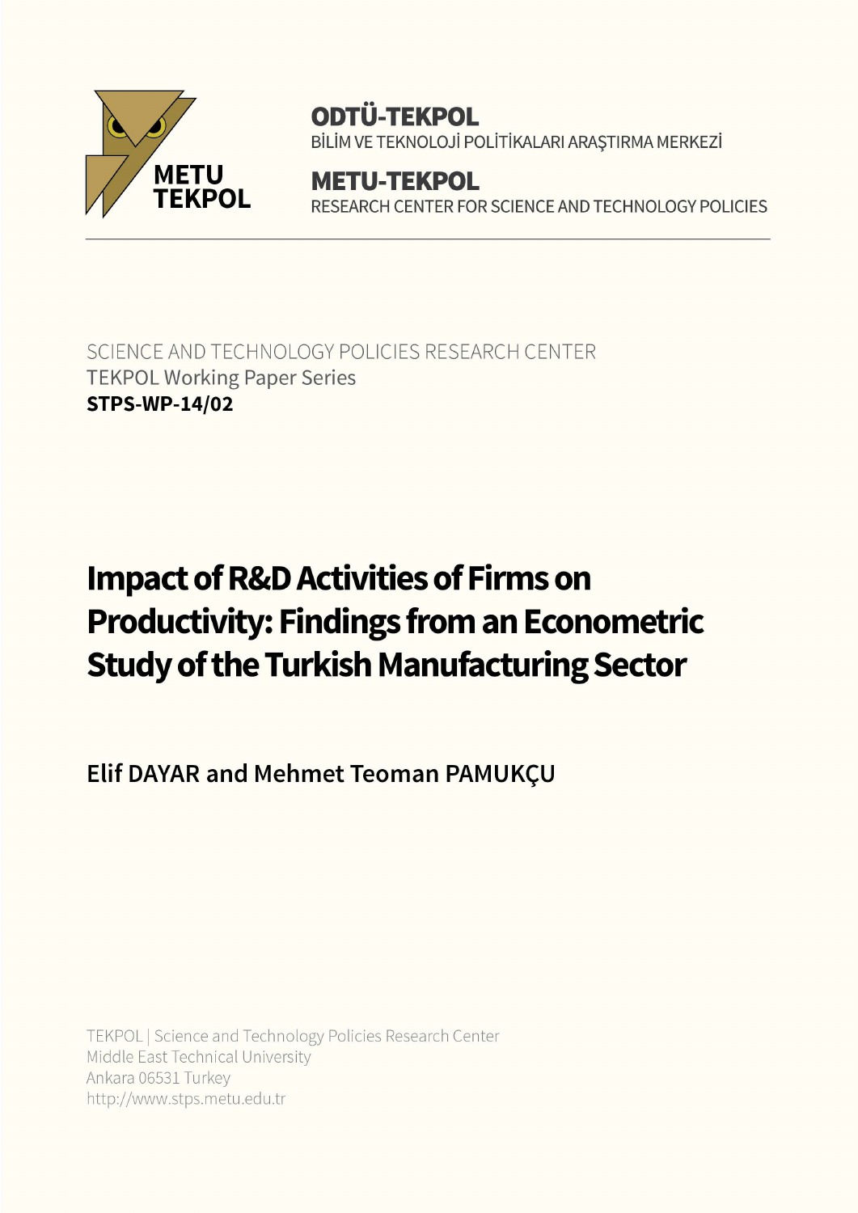METU TEKPOL

**ODTÜ-TEKPOL**
BİLİM VE TEKNOLOJİ POLİTİKALARI ARAŞTIRMA MERKEZİ

**METU-TEKPOL**
RESEARCH CENTER FOR SCIENCE AND TECHNOLOGY POLICIES

SCIENCE AND TECHNOLOGY POLICIES RESEARCH CENTER
TEKPOL Working Paper Series
**STPS-WP-14/02**

# Impact of R&D Activities of Firms on Productivity: Findings from an Econometric Study of the Turkish Manufacturing Sector

**Elif DAYAR and Mehmet Teoman PAMUKÇU**

TEKPOL | Science and Technology Policies Research Center
Middle East Technical University
Ankara 06531 Turkey
http://www.stps.metu.edu.tr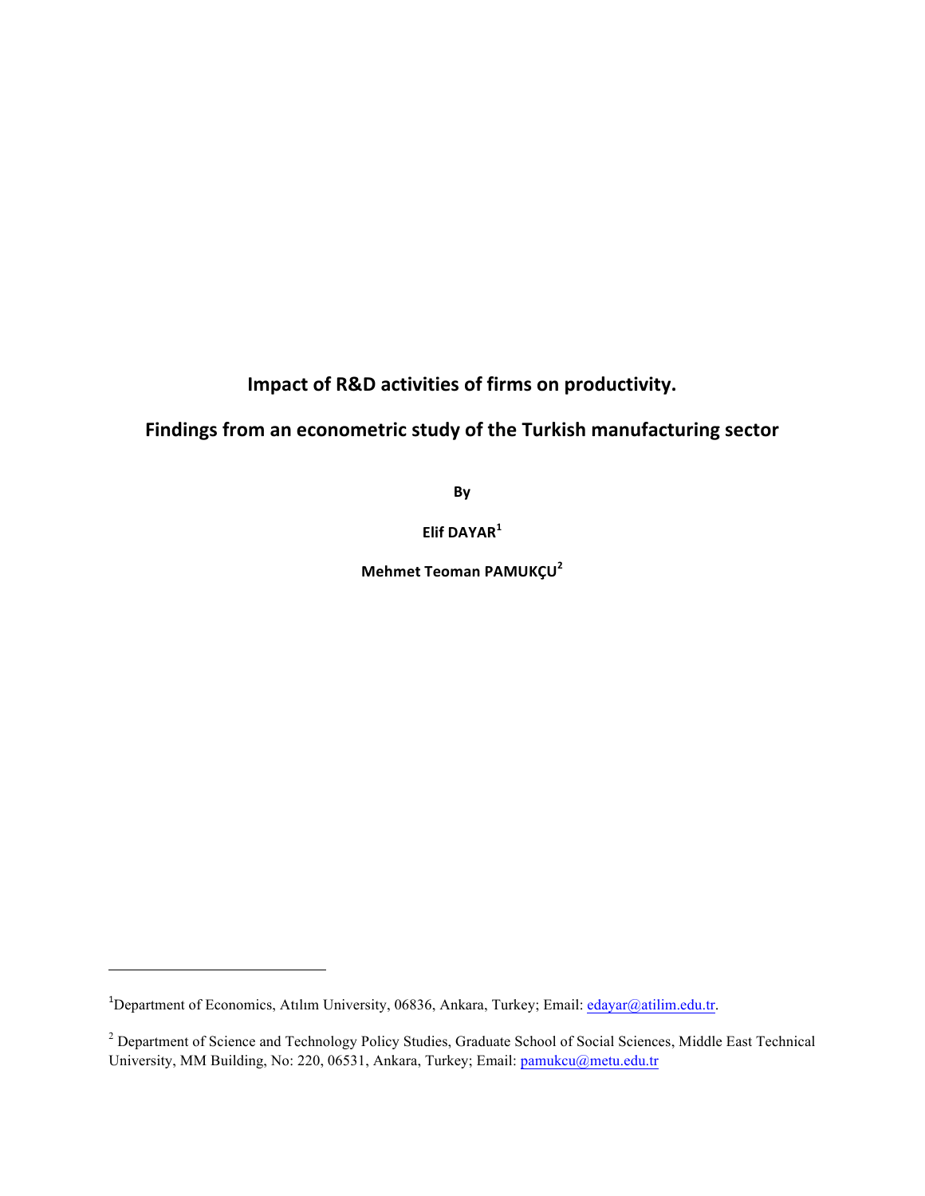# Impact of R&D activities of firms on productivity.

## Findings from an econometric study of the Turkish manufacturing sector

**By**

**Elif DAYAR[1]**

**Mehmet Teoman PAMUKÇU[2]**

---

[1]Department of Economics, Atılım University, 06836, Ankara, Turkey; Email: edayar@atilim.edu.tr.

[2] Department of Science and Technology Policy Studies, Graduate School of Social Sciences, Middle East Technical University, MM Building, No: 220, 06531, Ankara, Turkey; Email: pamukcu@metu.edu.tr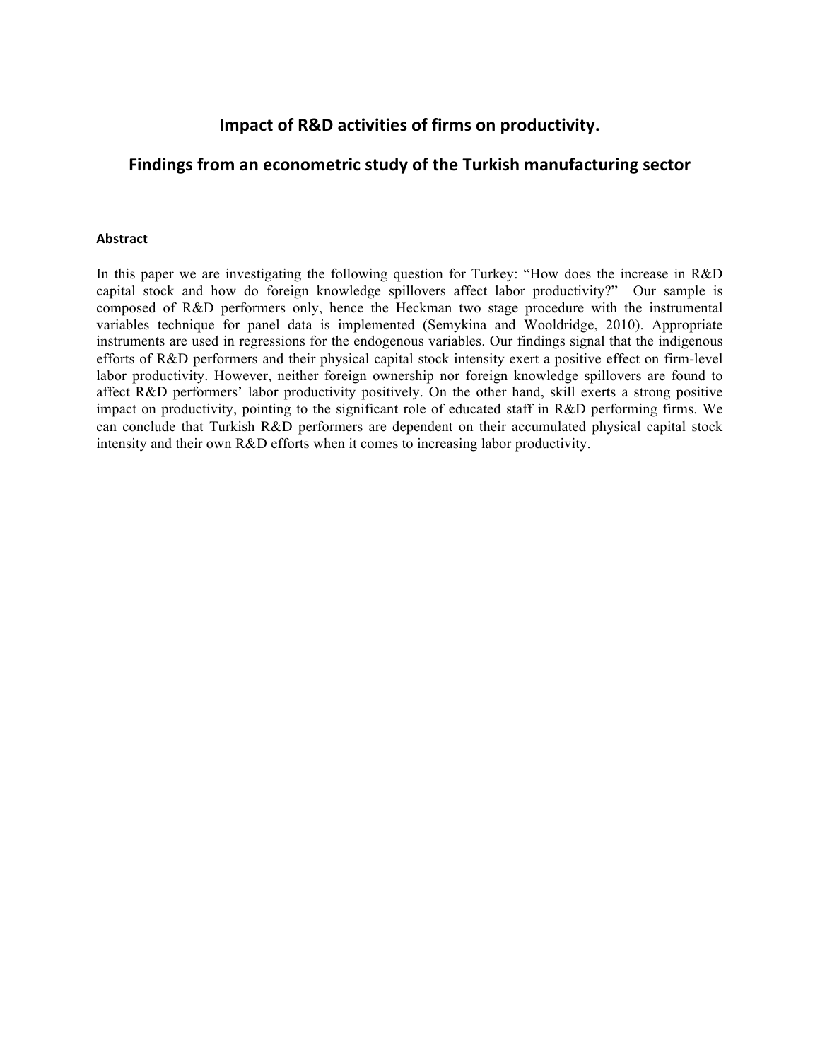# Impact of R&D activities of firms on productivity.

# Findings from an econometric study of the Turkish manufacturing sector

#### Abstract

In this paper we are investigating the following question for Turkey: "How does the increase in R&D capital stock and how do foreign knowledge spillovers affect labor productivity?" Our sample is composed of R&D performers only, hence the Heckman two stage procedure with the instrumental variables technique for panel data is implemented (Semykina and Wooldridge, 2010). Appropriate instruments are used in regressions for the endogenous variables. Our findings signal that the indigenous efforts of R&D performers and their physical capital stock intensity exert a positive effect on firm-level labor productivity. However, neither foreign ownership nor foreign knowledge spillovers are found to affect R&D performers' labor productivity positively. On the other hand, skill exerts a strong positive impact on productivity, pointing to the significant role of educated staff in R&D performing firms. We can conclude that Turkish R&D performers are dependent on their accumulated physical capital stock intensity and their own R&D efforts when it comes to increasing labor productivity.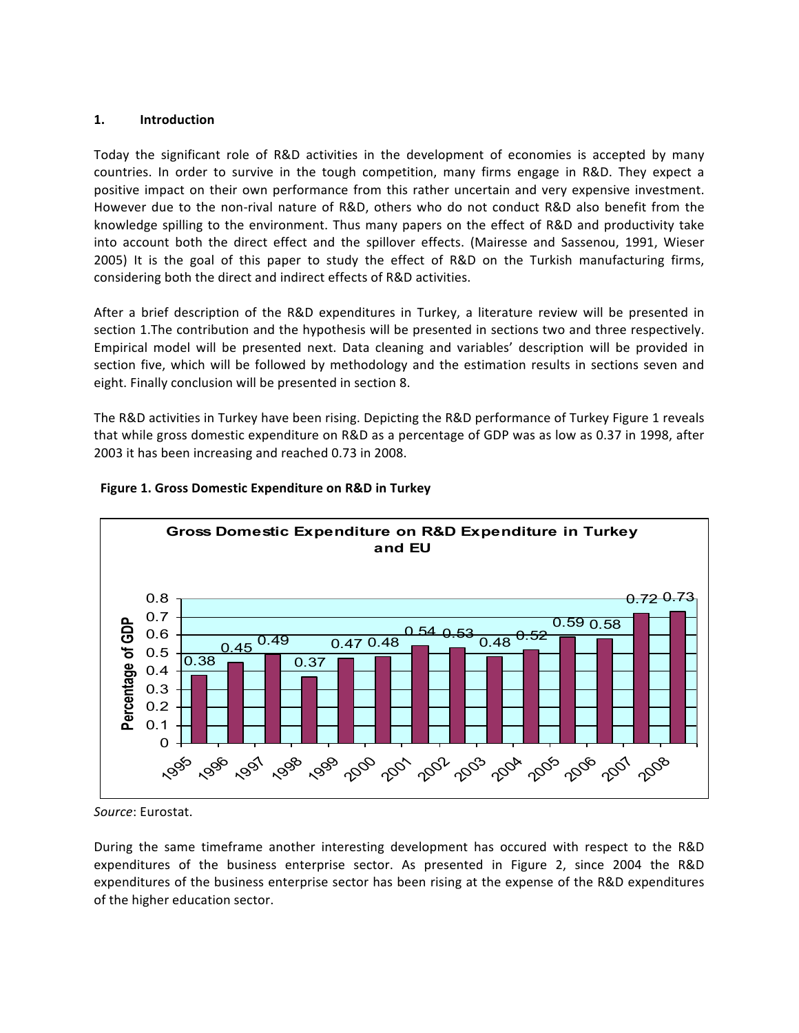## 1. Introduction

Today the significant role of R&D activities in the development of economies is accepted by many countries. In order to survive in the tough competition, many firms engage in R&D. They expect a positive impact on their own performance from this rather uncertain and very expensive investment. However due to the non-rival nature of R&D, others who do not conduct R&D also benefit from the knowledge spilling to the environment. Thus many papers on the effect of R&D and productivity take into account both the direct effect and the spillover effects. (Mairesse and Sassenou, 1991, Wieser 2005) It is the goal of this paper to study the effect of R&D on the Turkish manufacturing firms, considering both the direct and indirect effects of R&D activities.

After a brief description of the R&D expenditures in Turkey, a literature review will be presented in section 1.The contribution and the hypothesis will be presented in sections two and three respectively. Empirical model will be presented next. Data cleaning and variables' description will be provided in section five, which will be followed by methodology and the estimation results in sections seven and eight. Finally conclusion will be presented in section 8.

The R&D activities in Turkey have been rising. Depicting the R&D performance of Turkey Figure 1 reveals that while gross domestic expenditure on R&D as a percentage of GDP was as low as 0.37 in 1998, after 2003 it has been increasing and reached 0.73 in 2008.

**Figure 1. Gross Domestic Expenditure on R&D in Turkey**

Gross Domestic Expenditure on R&D Expenditure in Turkey and EU

| Year | Percentage of GDP |
|---|---|
| 1995 | 0.38 |
| 1996 | 0.45 |
| 1997 | 0.49 |
| 1998 | 0.37 |
| 1999 | 0.47 |
| 2000 | 0.48 |
| 2001 | 0.54 |
| 2002 | 0.53 |
| 2003 | 0.48 |
| 2004 | 0.52 |
| 2005 | 0.59 |
| 2006 | 0.58 |
| 2007 | 0.72 |
| 2008 | 0.73 |

*Source*: Eurostat.

During the same timeframe another interesting development has occured with respect to the R&D expenditures of the business enterprise sector. As presented in Figure 2, since 2004 the R&D expenditures of the business enterprise sector has been rising at the expense of the R&D expenditures of the higher education sector.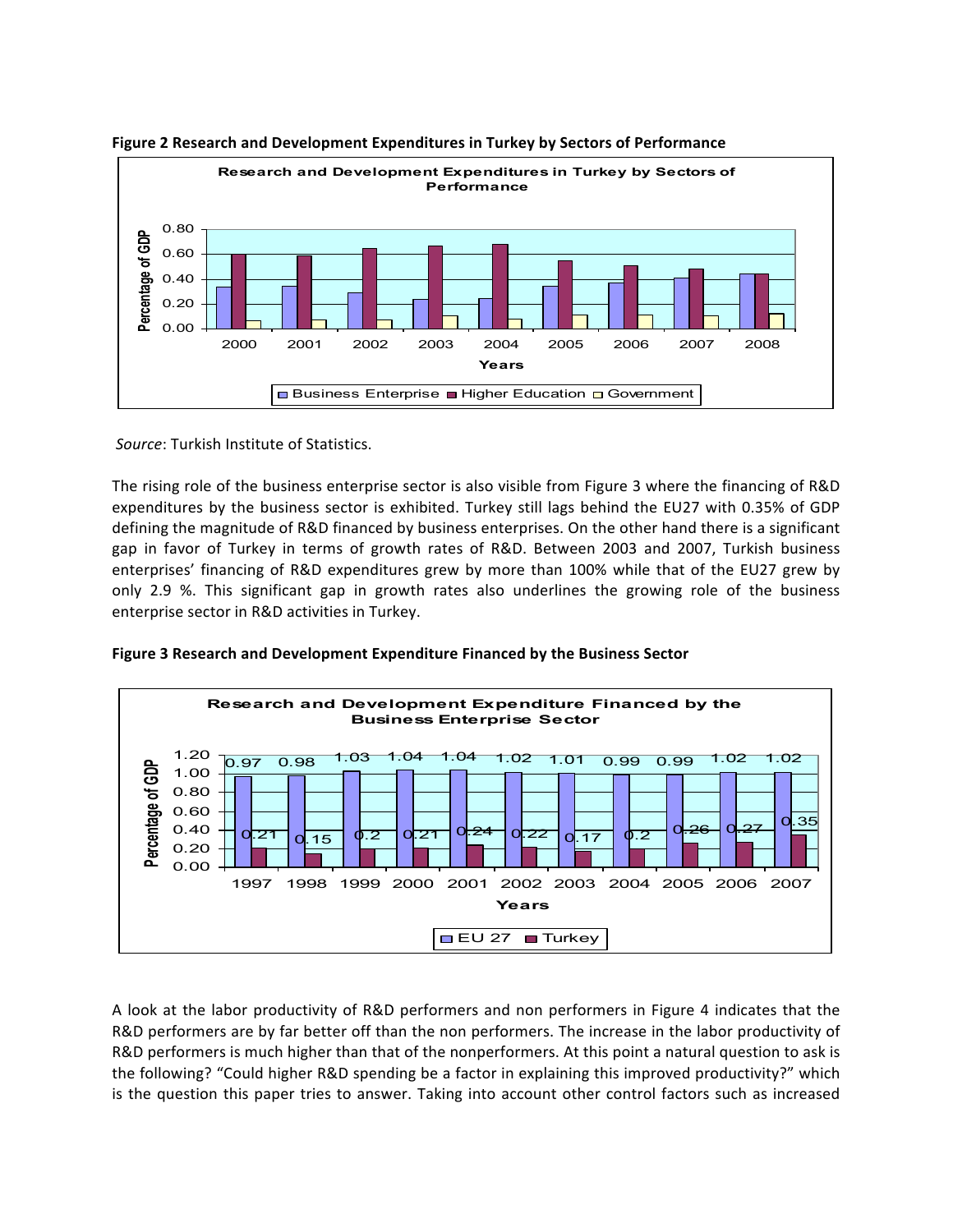**Figure 2 Research and Development Expenditures in Turkey by Sectors of Performance**

*Source*: Turkish Institute of Statistics.

The rising role of the business enterprise sector is also visible from Figure 3 where the financing of R&D expenditures by the business sector is exhibited. Turkey still lags behind the EU27 with 0.35% of GDP defining the magnitude of R&D financed by business enterprises. On the other hand there is a significant gap in favor of Turkey in terms of growth rates of R&D. Between 2003 and 2007, Turkish business enterprises' financing of R&D expenditures grew by more than 100% while that of the EU27 grew by only 2.9 %. This significant gap in growth rates also underlines the growing role of the business enterprise sector in R&D activities in Turkey.

**Figure 3 Research and Development Expenditure Financed by the Business Sector**

A look at the labor productivity of R&D performers and non performers in Figure 4 indicates that the R&D performers are by far better off than the non performers. The increase in the labor productivity of R&D performers is much higher than that of the nonperformers. At this point a natural question to ask is the following? "Could higher R&D spending be a factor in explaining this improved productivity?" which is the question this paper tries to answer. Taking into account other control factors such as increased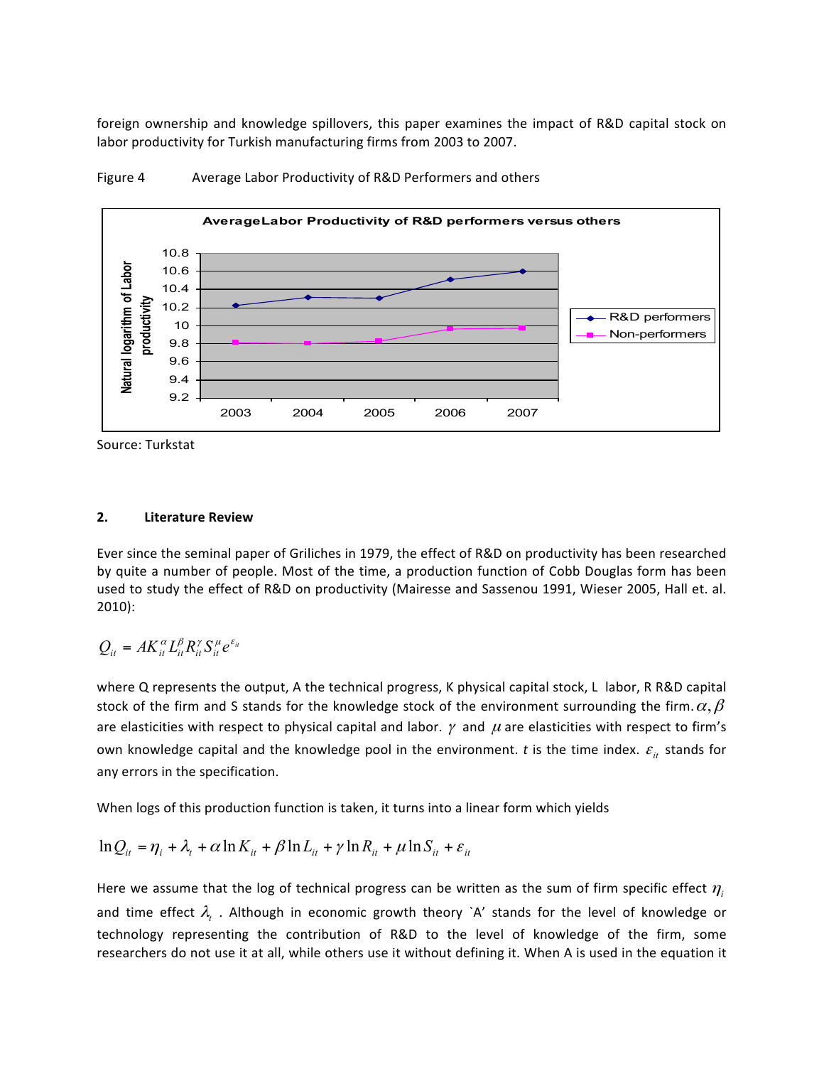foreign ownership and knowledge spillovers, this paper examines the impact of R&D capital stock on labor productivity for Turkish manufacturing firms from 2003 to 2007.

Figure 4 Average Labor Productivity of R&D Performers and others

Source: Turkstat

## 2. Literature Review

Ever since the seminal paper of Griliches in 1979, the effect of R&D on productivity has been researched by quite a number of people. Most of the time, a production function of Cobb Douglas form has been used to study the effect of R&D on productivity (Mairesse and Sassenou 1991, Wieser 2005, Hall et. al. 2010):

$$Q_{it} = AK_{it}^{\alpha} L_{it}^{\beta} R_{it}^{\gamma} S_{it}^{\mu} e^{\varepsilon_{it}}$$

where Q represents the output, A the technical progress, K physical capital stock, L labor, R R&D capital stock of the firm and S stands for the knowledge stock of the environment surrounding the firm. $\alpha, \beta$ are elasticities with respect to physical capital and labor. $\gamma$ and $\mu$ are elasticities with respect to firm's own knowledge capital and the knowledge pool in the environment. *t* is the time index. $\varepsilon_{it}$ stands for any errors in the specification.

When logs of this production function is taken, it turns into a linear form which yields

$$\ln Q_{it} = \eta_i + \lambda_t + \alpha \ln K_{it} + \beta \ln L_{it} + \gamma \ln R_{it} + \mu \ln S_{it} + \varepsilon_{it}$$

Here we assume that the log of technical progress can be written as the sum of firm specific effect $\eta_i$ and time effect $\lambda_t$ . Although in economic growth theory `A' stands for the level of knowledge or technology representing the contribution of R&D to the level of knowledge of the firm, some researchers do not use it at all, while others use it without defining it. When A is used in the equation it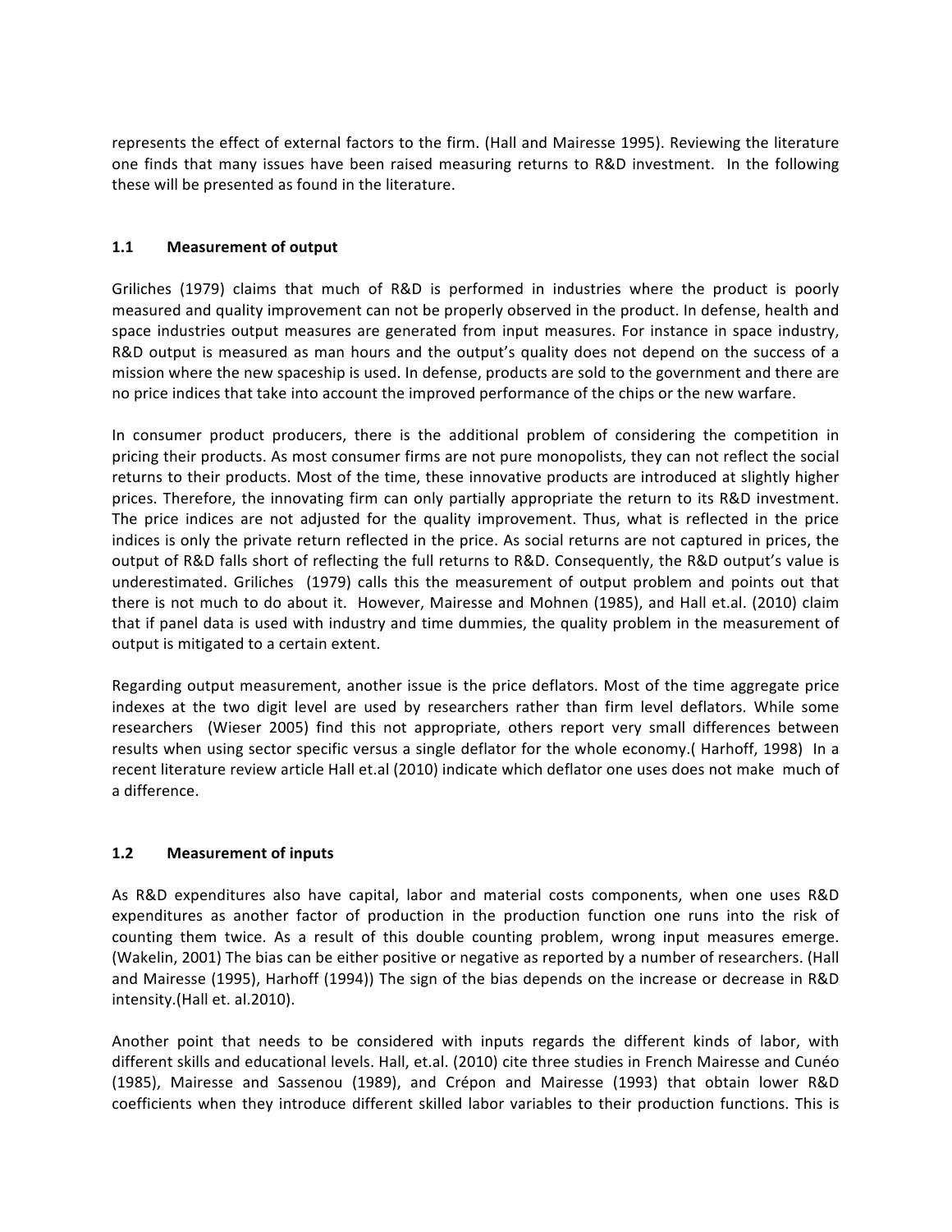represents the effect of external factors to the firm. (Hall and Mairesse 1995). Reviewing the literature one finds that many issues have been raised measuring returns to R&D investment. In the following these will be presented as found in the literature.

## 1.1 Measurement of output

Griliches (1979) claims that much of R&D is performed in industries where the product is poorly measured and quality improvement can not be properly observed in the product. In defense, health and space industries output measures are generated from input measures. For instance in space industry, R&D output is measured as man hours and the output's quality does not depend on the success of a mission where the new spaceship is used. In defense, products are sold to the government and there are no price indices that take into account the improved performance of the chips or the new warfare.

In consumer product producers, there is the additional problem of considering the competition in pricing their products. As most consumer firms are not pure monopolists, they can not reflect the social returns to their products. Most of the time, these innovative products are introduced at slightly higher prices. Therefore, the innovating firm can only partially appropriate the return to its R&D investment. The price indices are not adjusted for the quality improvement. Thus, what is reflected in the price indices is only the private return reflected in the price. As social returns are not captured in prices, the output of R&D falls short of reflecting the full returns to R&D. Consequently, the R&D output's value is underestimated. Griliches (1979) calls this the measurement of output problem and points out that there is not much to do about it. However, Mairesse and Mohnen (1985), and Hall et.al. (2010) claim that if panel data is used with industry and time dummies, the quality problem in the measurement of output is mitigated to a certain extent.

Regarding output measurement, another issue is the price deflators. Most of the time aggregate price indexes at the two digit level are used by researchers rather than firm level deflators. While some researchers (Wieser 2005) find this not appropriate, others report very small differences between results when using sector specific versus a single deflator for the whole economy.( Harhoff, 1998) In a recent literature review article Hall et.al (2010) indicate which deflator one uses does not make much of a difference.

## 1.2 Measurement of inputs

As R&D expenditures also have capital, labor and material costs components, when one uses R&D expenditures as another factor of production in the production function one runs into the risk of counting them twice. As a result of this double counting problem, wrong input measures emerge. (Wakelin, 2001) The bias can be either positive or negative as reported by a number of researchers. (Hall and Mairesse (1995), Harhoff (1994)) The sign of the bias depends on the increase or decrease in R&D intensity.(Hall et. al.2010).

Another point that needs to be considered with inputs regards the different kinds of labor, with different skills and educational levels. Hall, et.al. (2010) cite three studies in French Mairesse and Cunéo (1985), Mairesse and Sassenou (1989), and Crépon and Mairesse (1993) that obtain lower R&D coefficients when they introduce different skilled labor variables to their production functions. This is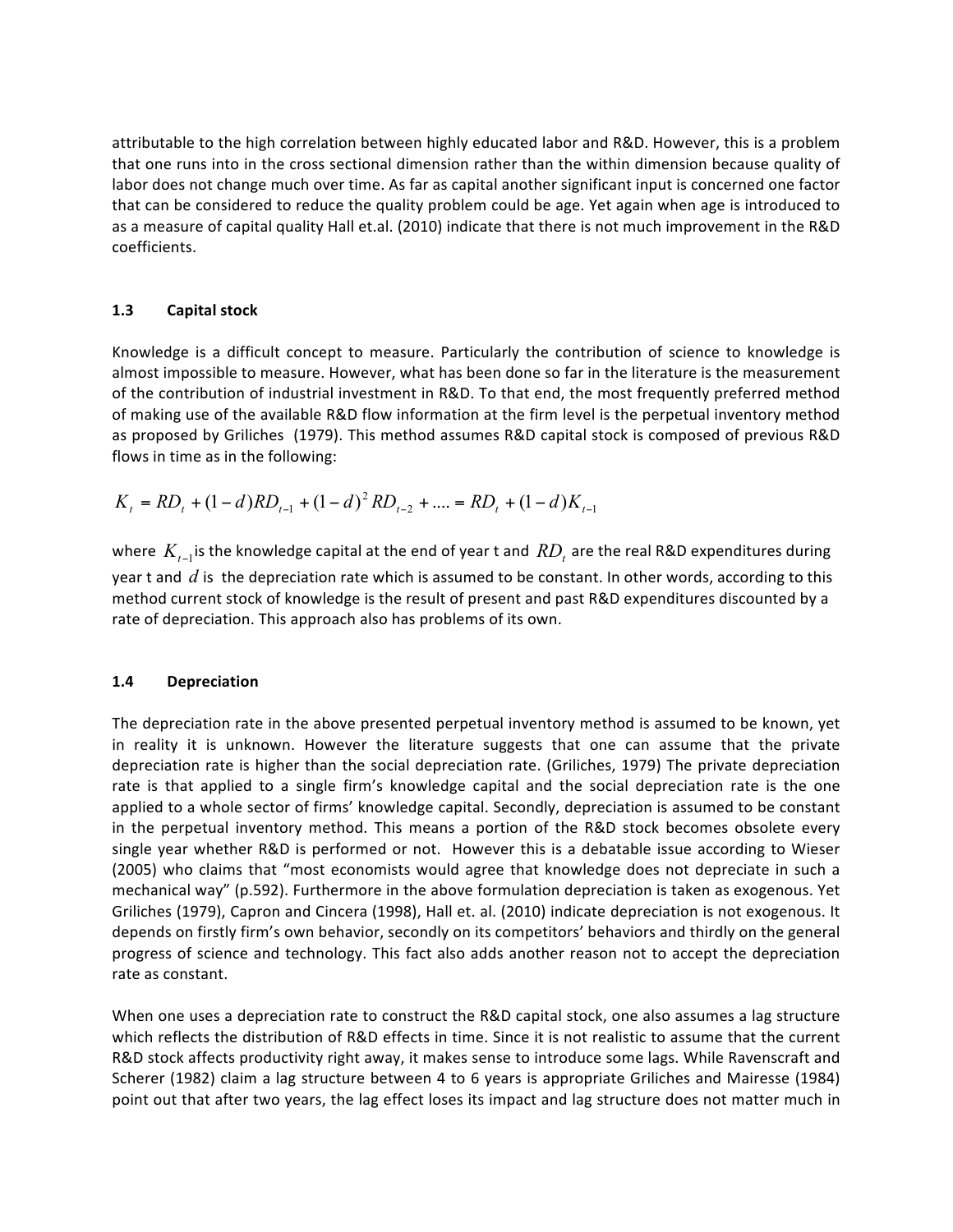attributable to the high correlation between highly educated labor and R&D. However, this is a problem that one runs into in the cross sectional dimension rather than the within dimension because quality of labor does not change much over time. As far as capital another significant input is concerned one factor that can be considered to reduce the quality problem could be age. Yet again when age is introduced to as a measure of capital quality Hall et.al. (2010) indicate that there is not much improvement in the R&D coefficients.

### 1.3 Capital stock

Knowledge is a difficult concept to measure. Particularly the contribution of science to knowledge is almost impossible to measure. However, what has been done so far in the literature is the measurement of the contribution of industrial investment in R&D. To that end, the most frequently preferred method of making use of the available R&D flow information at the firm level is the perpetual inventory method as proposed by Griliches (1979). This method assumes R&D capital stock is composed of previous R&D flows in time as in the following:

$$K_t = RD_t + (1-d)RD_{t-1} + (1-d)^2 RD_{t-2} + .... = RD_t + (1-d)K_{t-1}$$

where $K_{t-1}$ is the knowledge capital at the end of year t and $RD_t$ are the real R&D expenditures during year t and $d$ is the depreciation rate which is assumed to be constant. In other words, according to this method current stock of knowledge is the result of present and past R&D expenditures discounted by a rate of depreciation. This approach also has problems of its own.

### 1.4 Depreciation

The depreciation rate in the above presented perpetual inventory method is assumed to be known, yet in reality it is unknown. However the literature suggests that one can assume that the private depreciation rate is higher than the social depreciation rate. (Griliches, 1979) The private depreciation rate is that applied to a single firm's knowledge capital and the social depreciation rate is the one applied to a whole sector of firms' knowledge capital. Secondly, depreciation is assumed to be constant in the perpetual inventory method. This means a portion of the R&D stock becomes obsolete every single year whether R&D is performed or not. However this is a debatable issue according to Wieser (2005) who claims that "most economists would agree that knowledge does not depreciate in such a mechanical way" (p.592). Furthermore in the above formulation depreciation is taken as exogenous. Yet Griliches (1979), Capron and Cincera (1998), Hall et. al. (2010) indicate depreciation is not exogenous. It depends on firstly firm's own behavior, secondly on its competitors' behaviors and thirdly on the general progress of science and technology. This fact also adds another reason not to accept the depreciation rate as constant.

When one uses a depreciation rate to construct the R&D capital stock, one also assumes a lag structure which reflects the distribution of R&D effects in time. Since it is not realistic to assume that the current R&D stock affects productivity right away, it makes sense to introduce some lags. While Ravenscraft and Scherer (1982) claim a lag structure between 4 to 6 years is appropriate Griliches and Mairesse (1984) point out that after two years, the lag effect loses its impact and lag structure does not matter much in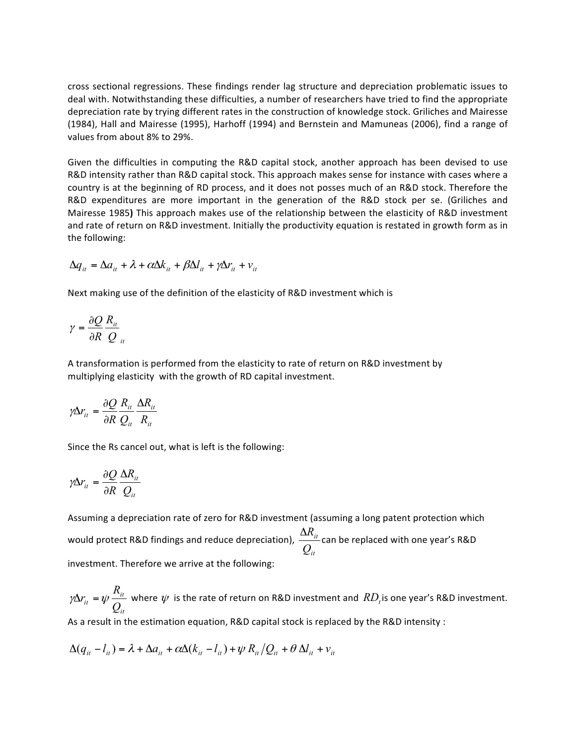cross sectional regressions. These findings render lag structure and depreciation problematic issues to deal with. Notwithstanding these difficulties, a number of researchers have tried to find the appropriate depreciation rate by trying different rates in the construction of knowledge stock. Griliches and Mairesse (1984), Hall and Mairesse (1995), Harhoff (1994) and Bernstein and Mamuneas (2006), find a range of values from about 8% to 29%.

Given the difficulties in computing the R&D capital stock, another approach has been devised to use R&D intensity rather than R&D capital stock. This approach makes sense for instance with cases where a country is at the beginning of RD process, and it does not posses much of an R&D stock. Therefore the R&D expenditures are more important in the generation of the R&D stock per se. (Griliches and Mairesse 1985**)** This approach makes use of the relationship between the elasticity of R&D investment and rate of return on R&D investment. Initially the productivity equation is restated in growth form as in the following:

$$\Delta q_{it} = \Delta a_{it} + \lambda + \alpha \Delta k_{it} + \beta \Delta l_{it} + \gamma \Delta r_{it} + v_{it}$$

Next making use of the definition of the elasticity of R&D investment which is

$$\gamma = \frac{\partial Q}{\partial R} \frac{R_{it}}{Q_{it}}$$

A transformation is performed from the elasticity to rate of return on R&D investment by multiplying elasticity with the growth of RD capital investment.

$$\gamma \Delta r_{it} = \frac{\partial Q}{\partial R} \frac{R_{it}}{Q_{it}} \frac{\Delta R_{it}}{R_{it}}$$

Since the Rs cancel out, what is left is the following:

$$\gamma \Delta r_{it} = \frac{\partial Q}{\partial R} \frac{\Delta R_{it}}{Q_{it}}$$

Assuming a depreciation rate of zero for R&D investment (assuming a long patent protection which would protect R&D findings and reduce depreciation), $\frac{\Delta R_{it}}{Q_{it}}$ can be replaced with one year's R&D investment. Therefore we arrive at the following:

$\gamma \Delta r_{it} = \psi \frac{R_{it}}{Q_{it}}$ where $\psi$ is the rate of return on R&D investment and $RD_t$ is one year's R&D investment.

As a result in the estimation equation, R&D capital stock is replaced by the R&D intensity :

$$\Delta(q_{it} - l_{it}) = \lambda + \Delta a_{it} + \alpha \Delta(k_{it} - l_{it}) + \psi \, R_{it}/Q_{it} + \theta \, \Delta l_{it} + v_{it}$$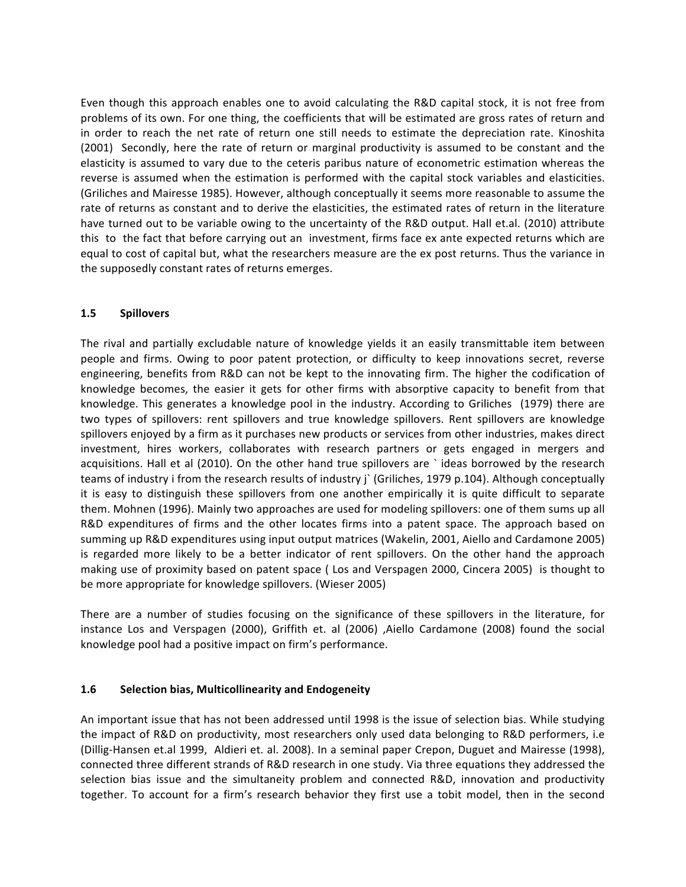Even though this approach enables one to avoid calculating the R&D capital stock, it is not free from problems of its own. For one thing, the coefficients that will be estimated are gross rates of return and in order to reach the net rate of return one still needs to estimate the depreciation rate. Kinoshita (2001) Secondly, here the rate of return or marginal productivity is assumed to be constant and the elasticity is assumed to vary due to the ceteris paribus nature of econometric estimation whereas the reverse is assumed when the estimation is performed with the capital stock variables and elasticities. (Griliches and Mairesse 1985). However, although conceptually it seems more reasonable to assume the rate of returns as constant and to derive the elasticities, the estimated rates of return in the literature have turned out to be variable owing to the uncertainty of the R&D output. Hall et.al. (2010) attribute this to the fact that before carrying out an investment, firms face ex ante expected returns which are equal to cost of capital but, what the researchers measure are the ex post returns. Thus the variance in the supposedly constant rates of returns emerges.

### 1.5 Spillovers

The rival and partially excludable nature of knowledge yields it an easily transmittable item between people and firms. Owing to poor patent protection, or difficulty to keep innovations secret, reverse engineering, benefits from R&D can not be kept to the innovating firm. The higher the codification of knowledge becomes, the easier it gets for other firms with absorptive capacity to benefit from that knowledge. This generates a knowledge pool in the industry. According to Griliches (1979) there are two types of spillovers: rent spillovers and true knowledge spillovers. Rent spillovers are knowledge spillovers enjoyed by a firm as it purchases new products or services from other industries, makes direct investment, hires workers, collaborates with research partners or gets engaged in mergers and acquisitions. Hall et al (2010). On the other hand true spillovers are ` ideas borrowed by the research teams of industry i from the research results of industry j` (Griliches, 1979 p.104). Although conceptually it is easy to distinguish these spillovers from one another empirically it is quite difficult to separate them. Mohnen (1996). Mainly two approaches are used for modeling spillovers: one of them sums up all R&D expenditures of firms and the other locates firms into a patent space. The approach based on summing up R&D expenditures using input output matrices (Wakelin, 2001, Aiello and Cardamone 2005) is regarded more likely to be a better indicator of rent spillovers. On the other hand the approach making use of proximity based on patent space ( Los and Verspagen 2000, Cincera 2005) is thought to be more appropriate for knowledge spillovers. (Wieser 2005)

There are a number of studies focusing on the significance of these spillovers in the literature, for instance Los and Verspagen (2000), Griffith et. al (2006) ,Aiello Cardamone (2008) found the social knowledge pool had a positive impact on firm's performance.

### 1.6 Selection bias, Multicollinearity and Endogeneity

An important issue that has not been addressed until 1998 is the issue of selection bias. While studying the impact of R&D on productivity, most researchers only used data belonging to R&D performers, i.e (Dillig-Hansen et.al 1999, Aldieri et. al. 2008). In a seminal paper Crepon, Duguet and Mairesse (1998), connected three different strands of R&D research in one study. Via three equations they addressed the selection bias issue and the simultaneity problem and connected R&D, innovation and productivity together. To account for a firm's research behavior they first use a tobit model, then in the second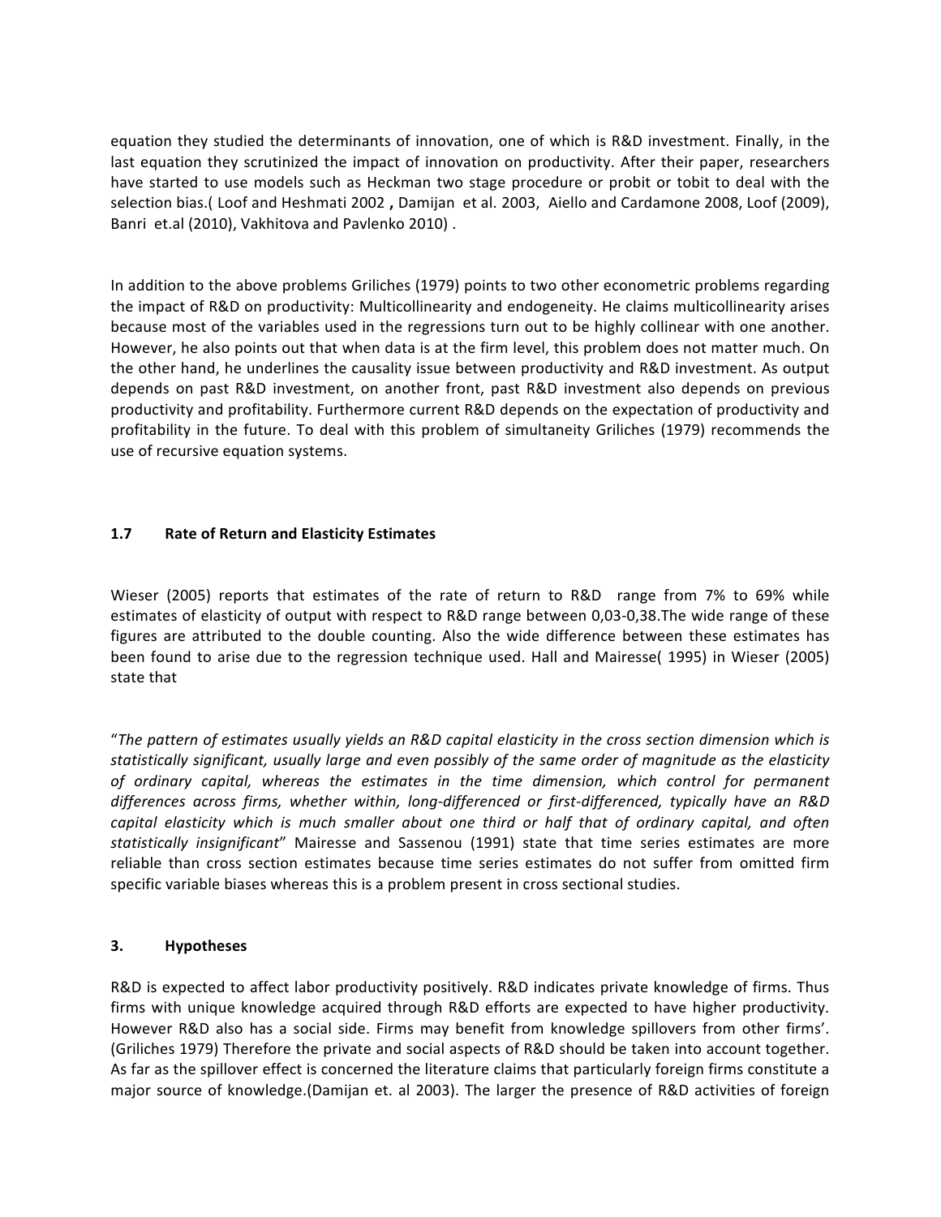equation they studied the determinants of innovation, one of which is R&D investment. Finally, in the last equation they scrutinized the impact of innovation on productivity. After their paper, researchers have started to use models such as Heckman two stage procedure or probit or tobit to deal with the selection bias.( Loof and Heshmati 2002 **,** Damijan et al. 2003, Aiello and Cardamone 2008, Loof (2009), Banri et.al (2010), Vakhitova and Pavlenko 2010) .

In addition to the above problems Griliches (1979) points to two other econometric problems regarding the impact of R&D on productivity: Multicollinearity and endogeneity. He claims multicollinearity arises because most of the variables used in the regressions turn out to be highly collinear with one another. However, he also points out that when data is at the firm level, this problem does not matter much. On the other hand, he underlines the causality issue between productivity and R&D investment. As output depends on past R&D investment, on another front, past R&D investment also depends on previous productivity and profitability. Furthermore current R&D depends on the expectation of productivity and profitability in the future. To deal with this problem of simultaneity Griliches (1979) recommends the use of recursive equation systems.

### 1.7 Rate of Return and Elasticity Estimates

Wieser (2005) reports that estimates of the rate of return to R&D range from 7% to 69% while estimates of elasticity of output with respect to R&D range between 0,03-0,38.The wide range of these figures are attributed to the double counting. Also the wide difference between these estimates has been found to arise due to the regression technique used. Hall and Mairesse( 1995) in Wieser (2005) state that

"*The pattern of estimates usually yields an R&D capital elasticity in the cross section dimension which is statistically significant, usually large and even possibly of the same order of magnitude as the elasticity of ordinary capital, whereas the estimates in the time dimension, which control for permanent differences across firms, whether within, long-differenced or first-differenced, typically have an R&D capital elasticity which is much smaller about one third or half that of ordinary capital, and often statistically insignificant*" Mairesse and Sassenou (1991) state that time series estimates are more reliable than cross section estimates because time series estimates do not suffer from omitted firm specific variable biases whereas this is a problem present in cross sectional studies.

## 3. Hypotheses

R&D is expected to affect labor productivity positively. R&D indicates private knowledge of firms. Thus firms with unique knowledge acquired through R&D efforts are expected to have higher productivity. However R&D also has a social side. Firms may benefit from knowledge spillovers from other firms'. (Griliches 1979) Therefore the private and social aspects of R&D should be taken into account together. As far as the spillover effect is concerned the literature claims that particularly foreign firms constitute a major source of knowledge.(Damijan et. al 2003). The larger the presence of R&D activities of foreign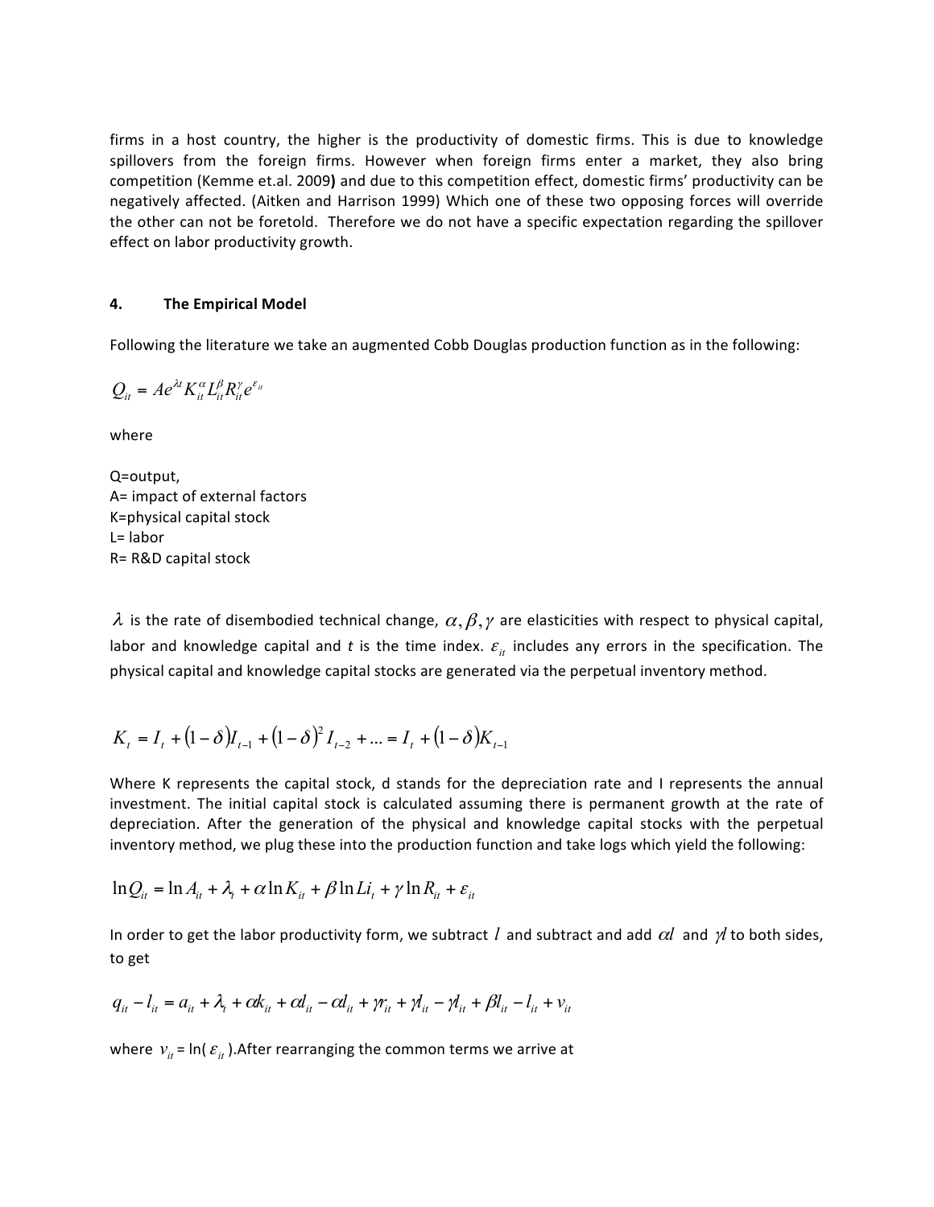firms in a host country, the higher is the productivity of domestic firms. This is due to knowledge spillovers from the foreign firms. However when foreign firms enter a market, they also bring competition (Kemme et.al. 2009**)** and due to this competition effect, domestic firms' productivity can be negatively affected. (Aitken and Harrison 1999) Which one of these two opposing forces will override the other can not be foretold. Therefore we do not have a specific expectation regarding the spillover effect on labor productivity growth.

## 4. The Empirical Model

Following the literature we take an augmented Cobb Douglas production function as in the following:

$$Q_{it} = Ae^{\lambda t} K_{it}^{\alpha} L_{it}^{\beta} R_{it}^{\gamma} e^{\varepsilon_{it}}$$

where

Q=output,
A= impact of external factors
K=physical capital stock
L= labor
R= R&D capital stock

$\lambda$ is the rate of disembodied technical change, $\alpha, \beta, \gamma$ are elasticities with respect to physical capital, labor and knowledge capital and *t* is the time index. $\varepsilon_{it}$ includes any errors in the specification. The physical capital and knowledge capital stocks are generated via the perpetual inventory method.

$$K_t = I_t + (1-\delta)I_{t-1} + (1-\delta)^2 I_{t-2} + ... = I_t + (1-\delta)K_{t-1}$$

Where K represents the capital stock, d stands for the depreciation rate and I represents the annual investment. The initial capital stock is calculated assuming there is permanent growth at the rate of depreciation. After the generation of the physical and knowledge capital stocks with the perpetual inventory method, we plug these into the production function and take logs which yield the following:

$$\ln Q_{it} = \ln A_{it} + \lambda_t + \alpha \ln K_{it} + \beta \ln Li_t + \gamma \ln R_{it} + \varepsilon_{it}$$

In order to get the labor productivity form, we subtract $l$ and subtract and add $\alpha l$ and $\gamma l$ to both sides, to get

$$q_{it} - l_{it} = a_{it} + \lambda_t + \alpha k_{it} + \alpha l_{it} - \alpha l_{it} + \gamma r_{it} + \gamma l_{it} - \gamma l_{it} + \beta l_{it} - l_{it} + v_{it}$$

where $v_{it}$ = ln( $\varepsilon_{it}$ ).After rearranging the common terms we arrive at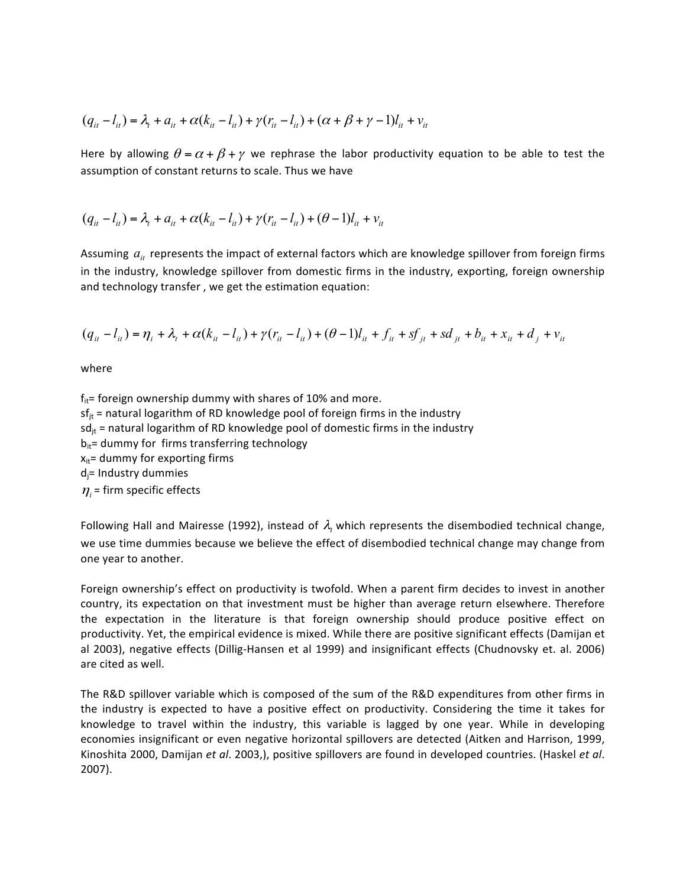$$(q_{it} - l_{it}) = \lambda_t + a_{it} + \alpha(k_{it} - l_{it}) + \gamma(r_{it} - l_{it}) + (\alpha + \beta + \gamma - 1)l_{it} + v_{it}$$

Here by allowing $\theta = \alpha + \beta + \gamma$ we rephrase the labor productivity equation to be able to test the assumption of constant returns to scale. Thus we have

$$(q_{it} - l_{it}) = \lambda_t + a_{it} + \alpha(k_{it} - l_{it}) + \gamma(r_{it} - l_{it}) + (\theta - 1)l_{it} + v_{it}$$

Assuming $a_{it}$ represents the impact of external factors which are knowledge spillover from foreign firms in the industry, knowledge spillover from domestic firms in the industry, exporting, foreign ownership and technology transfer , we get the estimation equation:

$$(q_{it} - l_{it}) = \eta_i + \lambda_t + \alpha(k_{it} - l_{it}) + \gamma(r_{it} - l_{it}) + (\theta - 1)l_{it} + f_{it} + sf_{jt} + sd_{jt} + b_{it} + x_{it} + d_j + v_{it}$$

where

$f_{it}$= foreign ownership dummy with shares of 10% and more.
$sf_{jt}$ = natural logarithm of RD knowledge pool of foreign firms in the industry
$sd_{jt}$ = natural logarithm of RD knowledge pool of domestic firms in the industry
$b_{it}$= dummy for firms transferring technology
$x_{it}$= dummy for exporting firms
$d_j$= Industry dummies
$\eta_i$ = firm specific effects

Following Hall and Mairesse (1992), instead of $\lambda_t$ which represents the disembodied technical change, we use time dummies because we believe the effect of disembodied technical change may change from one year to another.

Foreign ownership's effect on productivity is twofold. When a parent firm decides to invest in another country, its expectation on that investment must be higher than average return elsewhere. Therefore the expectation in the literature is that foreign ownership should produce positive effect on productivity. Yet, the empirical evidence is mixed. While there are positive significant effects (Damijan et al 2003), negative effects (Dillig-Hansen et al 1999) and insignificant effects (Chudnovsky et. al. 2006) are cited as well.

The R&D spillover variable which is composed of the sum of the R&D expenditures from other firms in the industry is expected to have a positive effect on productivity. Considering the time it takes for knowledge to travel within the industry, this variable is lagged by one year. While in developing economies insignificant or even negative horizontal spillovers are detected (Aitken and Harrison, 1999, Kinoshita 2000, Damijan *et al*. 2003,), positive spillovers are found in developed countries. (Haskel *et al*. 2007).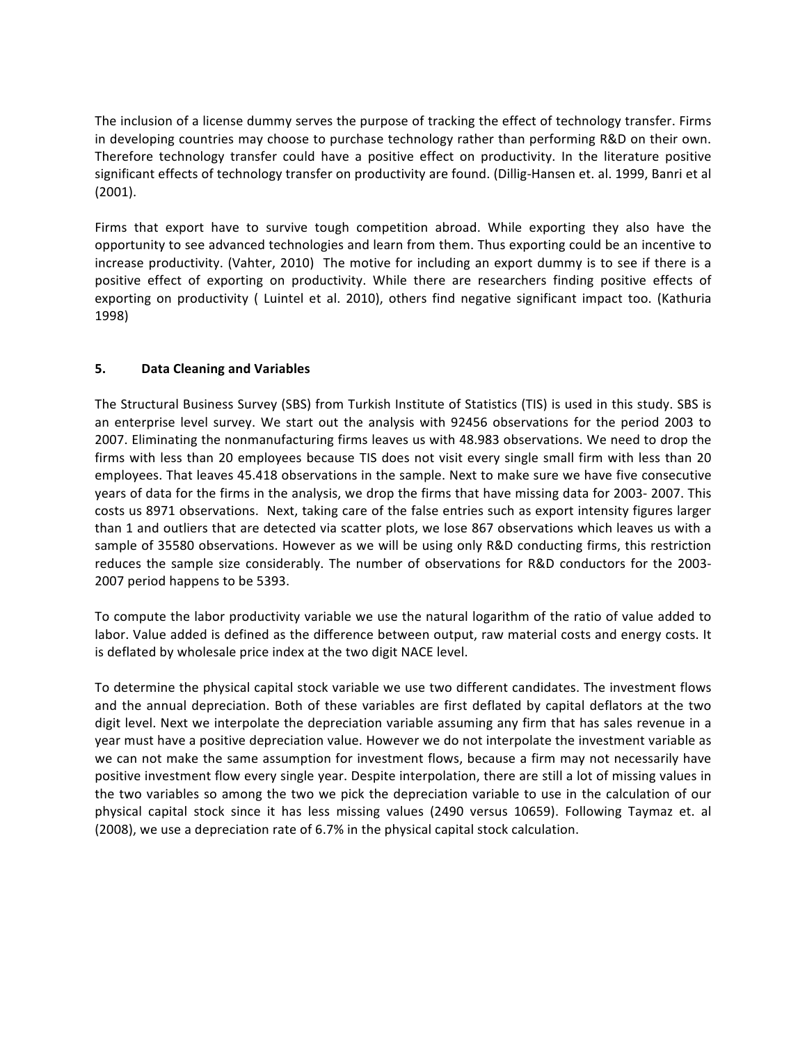The inclusion of a license dummy serves the purpose of tracking the effect of technology transfer. Firms in developing countries may choose to purchase technology rather than performing R&D on their own. Therefore technology transfer could have a positive effect on productivity. In the literature positive significant effects of technology transfer on productivity are found. (Dillig-Hansen et. al. 1999, Banri et al (2001).

Firms that export have to survive tough competition abroad. While exporting they also have the opportunity to see advanced technologies and learn from them. Thus exporting could be an incentive to increase productivity. (Vahter, 2010) The motive for including an export dummy is to see if there is a positive effect of exporting on productivity. While there are researchers finding positive effects of exporting on productivity ( Luintel et al. 2010), others find negative significant impact too. (Kathuria 1998)

## 5. Data Cleaning and Variables

The Structural Business Survey (SBS) from Turkish Institute of Statistics (TIS) is used in this study. SBS is an enterprise level survey. We start out the analysis with 92456 observations for the period 2003 to 2007. Eliminating the nonmanufacturing firms leaves us with 48.983 observations. We need to drop the firms with less than 20 employees because TIS does not visit every single small firm with less than 20 employees. That leaves 45.418 observations in the sample. Next to make sure we have five consecutive years of data for the firms in the analysis, we drop the firms that have missing data for 2003- 2007. This costs us 8971 observations. Next, taking care of the false entries such as export intensity figures larger than 1 and outliers that are detected via scatter plots, we lose 867 observations which leaves us with a sample of 35580 observations. However as we will be using only R&D conducting firms, this restriction reduces the sample size considerably. The number of observations for R&D conductors for the 2003-2007 period happens to be 5393.

To compute the labor productivity variable we use the natural logarithm of the ratio of value added to labor. Value added is defined as the difference between output, raw material costs and energy costs. It is deflated by wholesale price index at the two digit NACE level.

To determine the physical capital stock variable we use two different candidates. The investment flows and the annual depreciation. Both of these variables are first deflated by capital deflators at the two digit level. Next we interpolate the depreciation variable assuming any firm that has sales revenue in a year must have a positive depreciation value. However we do not interpolate the investment variable as we can not make the same assumption for investment flows, because a firm may not necessarily have positive investment flow every single year. Despite interpolation, there are still a lot of missing values in the two variables so among the two we pick the depreciation variable to use in the calculation of our physical capital stock since it has less missing values (2490 versus 10659). Following Taymaz et. al (2008), we use a depreciation rate of 6.7% in the physical capital stock calculation.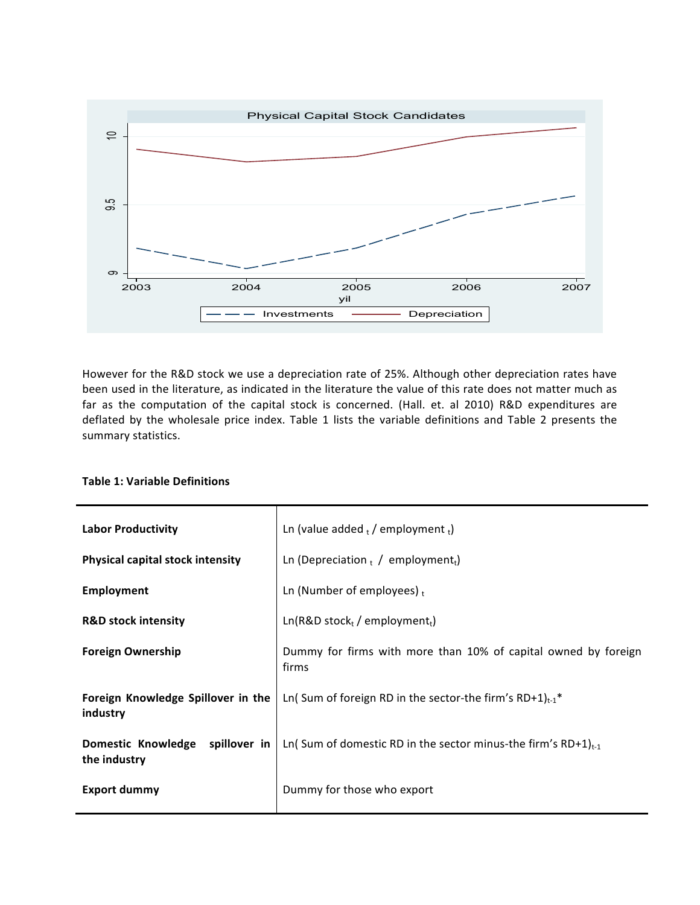However for the R&D stock we use a depreciation rate of 25%. Although other depreciation rates have been used in the literature, as indicated in the literature the value of this rate does not matter much as far as the computation of the capital stock is concerned. (Hall. et. al 2010) R&D expenditures are deflated by the wholesale price index. Table 1 lists the variable definitions and Table 2 presents the summary statistics.

**Table 1: Variable Definitions**

| | |
|---|---|
| **Labor Productivity** | Ln (value added $_t$ / employment $_t$) |
| **Physical capital stock intensity** | Ln (Depreciation $_t$ / employment$_t$) |
| **Employment** | Ln (Number of employees) $_t$ |
| **R&D stock intensity** | Ln(R&D stock$_t$ / employment$_t$) |
| **Foreign Ownership** | Dummy for firms with more than 10% of capital owned by foreign firms |
| **Foreign Knowledge Spillover in the industry** | Ln( Sum of foreign RD in the sector-the firm's RD+1)$_{t-1}$* |
| **Domestic Knowledge spillover in the industry** | Ln( Sum of domestic RD in the sector minus-the firm's RD+1)$_{t-1}$ |
| **Export dummy** | Dummy for those who export |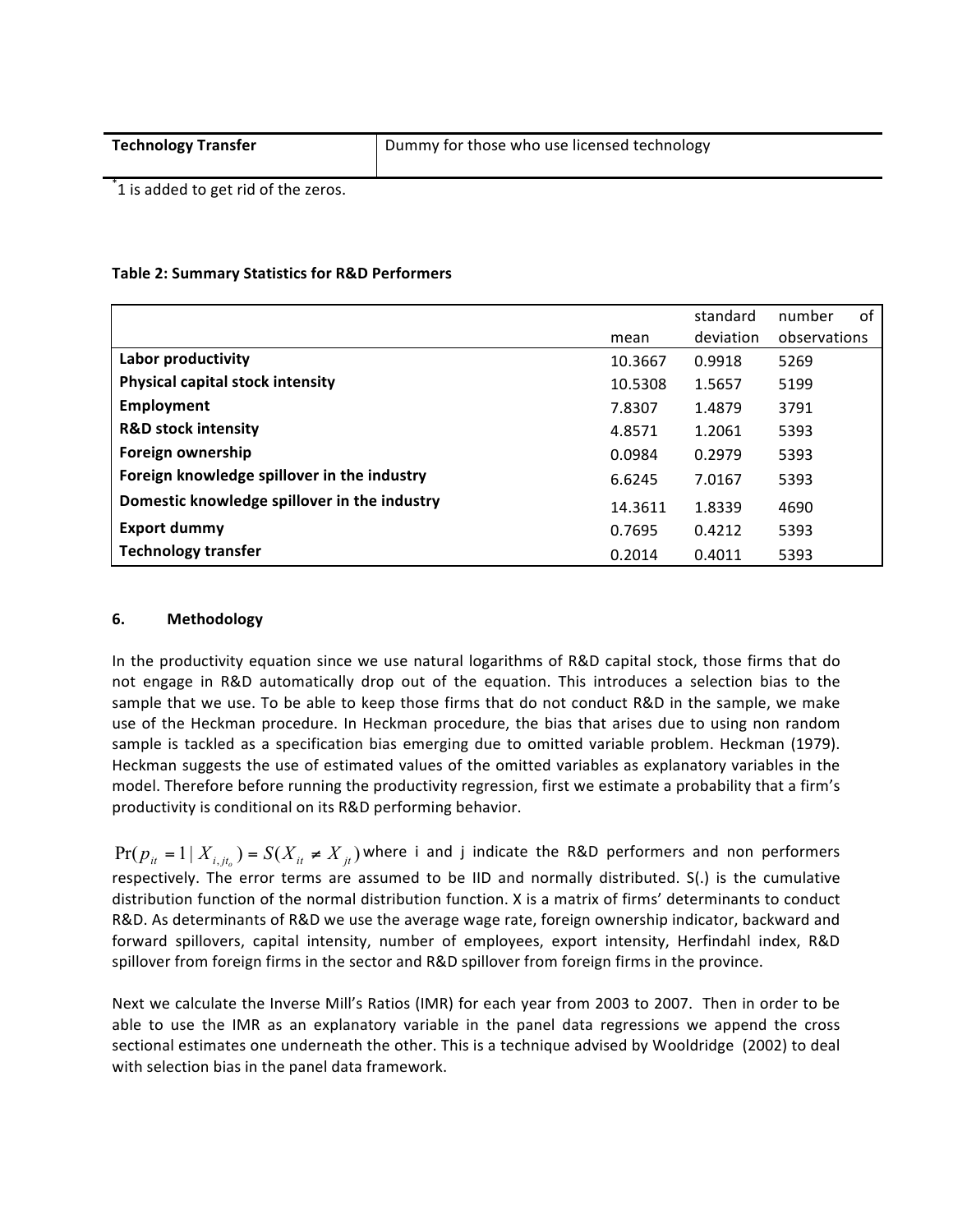| Technology Transfer | Dummy for those who use licensed technology |
|---|---|

*1 is added to get rid of the zeros.

**Table 2: Summary Statistics for R&D Performers**

| | mean | standard deviation | number of observations |
|---|---|---|---|
| **Labor productivity** | 10.3667 | 0.9918 | 5269 |
| **Physical capital stock intensity** | 10.5308 | 1.5657 | 5199 |
| **Employment** | 7.8307 | 1.4879 | 3791 |
| **R&D stock intensity** | 4.8571 | 1.2061 | 5393 |
| **Foreign ownership** | 0.0984 | 0.2979 | 5393 |
| **Foreign knowledge spillover in the industry** | 6.6245 | 7.0167 | 5393 |
| **Domestic knowledge spillover in the industry** | 14.3611 | 1.8339 | 4690 |
| **Export dummy** | 0.7695 | 0.4212 | 5393 |
| **Technology transfer** | 0.2014 | 0.4011 | 5393 |

## 6. Methodology

In the productivity equation since we use natural logarithms of R&D capital stock, those firms that do not engage in R&D automatically drop out of the equation. This introduces a selection bias to the sample that we use. To be able to keep those firms that do not conduct R&D in the sample, we make use of the Heckman procedure. In Heckman procedure, the bias that arises due to using non random sample is tackled as a specification bias emerging due to omitted variable problem. Heckman (1979). Heckman suggests the use of estimated values of the omitted variables as explanatory variables in the model. Therefore before running the productivity regression, first we estimate a probability that a firm's productivity is conditional on its R&D performing behavior.

$\Pr(p_{it} = 1 \mid X_{i,jt_o}) = S(X_{it} \neq X_{jt})$ where i and j indicate the R&D performers and non performers respectively. The error terms are assumed to be IID and normally distributed. S(.) is the cumulative distribution function of the normal distribution function. X is a matrix of firms' determinants to conduct R&D. As determinants of R&D we use the average wage rate, foreign ownership indicator, backward and forward spillovers, capital intensity, number of employees, export intensity, Herfindahl index, R&D spillover from foreign firms in the sector and R&D spillover from foreign firms in the province.

Next we calculate the Inverse Mill's Ratios (IMR) for each year from 2003 to 2007. Then in order to be able to use the IMR as an explanatory variable in the panel data regressions we append the cross sectional estimates one underneath the other. This is a technique advised by Wooldridge (2002) to deal with selection bias in the panel data framework.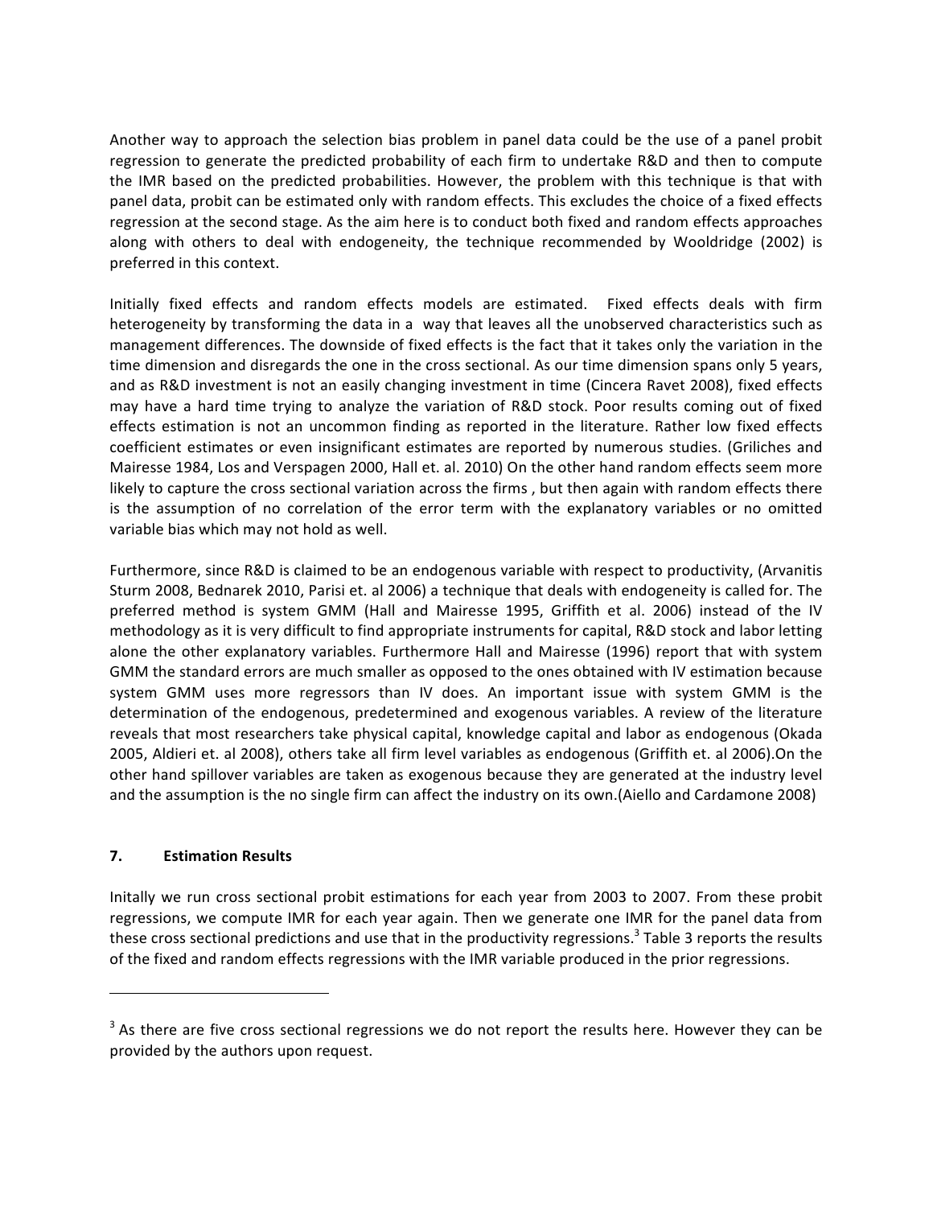Another way to approach the selection bias problem in panel data could be the use of a panel probit regression to generate the predicted probability of each firm to undertake R&D and then to compute the IMR based on the predicted probabilities. However, the problem with this technique is that with panel data, probit can be estimated only with random effects. This excludes the choice of a fixed effects regression at the second stage. As the aim here is to conduct both fixed and random effects approaches along with others to deal with endogeneity, the technique recommended by Wooldridge (2002) is preferred in this context.

Initially fixed effects and random effects models are estimated. Fixed effects deals with firm heterogeneity by transforming the data in a way that leaves all the unobserved characteristics such as management differences. The downside of fixed effects is the fact that it takes only the variation in the time dimension and disregards the one in the cross sectional. As our time dimension spans only 5 years, and as R&D investment is not an easily changing investment in time (Cincera Ravet 2008), fixed effects may have a hard time trying to analyze the variation of R&D stock. Poor results coming out of fixed effects estimation is not an uncommon finding as reported in the literature. Rather low fixed effects coefficient estimates or even insignificant estimates are reported by numerous studies. (Griliches and Mairesse 1984, Los and Verspagen 2000, Hall et. al. 2010) On the other hand random effects seem more likely to capture the cross sectional variation across the firms , but then again with random effects there is the assumption of no correlation of the error term with the explanatory variables or no omitted variable bias which may not hold as well.

Furthermore, since R&D is claimed to be an endogenous variable with respect to productivity, (Arvanitis Sturm 2008, Bednarek 2010, Parisi et. al 2006) a technique that deals with endogeneity is called for. The preferred method is system GMM (Hall and Mairesse 1995, Griffith et al. 2006) instead of the IV methodology as it is very difficult to find appropriate instruments for capital, R&D stock and labor letting alone the other explanatory variables. Furthermore Hall and Mairesse (1996) report that with system GMM the standard errors are much smaller as opposed to the ones obtained with IV estimation because system GMM uses more regressors than IV does. An important issue with system GMM is the determination of the endogenous, predetermined and exogenous variables. A review of the literature reveals that most researchers take physical capital, knowledge capital and labor as endogenous (Okada 2005, Aldieri et. al 2008), others take all firm level variables as endogenous (Griffith et. al 2006).On the other hand spillover variables are taken as exogenous because they are generated at the industry level and the assumption is the no single firm can affect the industry on its own.(Aiello and Cardamone 2008)

## 7. Estimation Results

Initally we run cross sectional probit estimations for each year from 2003 to 2007. From these probit regressions, we compute IMR for each year again. Then we generate one IMR for the panel data from these cross sectional predictions and use that in the productivity regressions.[3] Table 3 reports the results of the fixed and random effects regressions with the IMR variable produced in the prior regressions.

[3] As there are five cross sectional regressions we do not report the results here. However they can be provided by the authors upon request.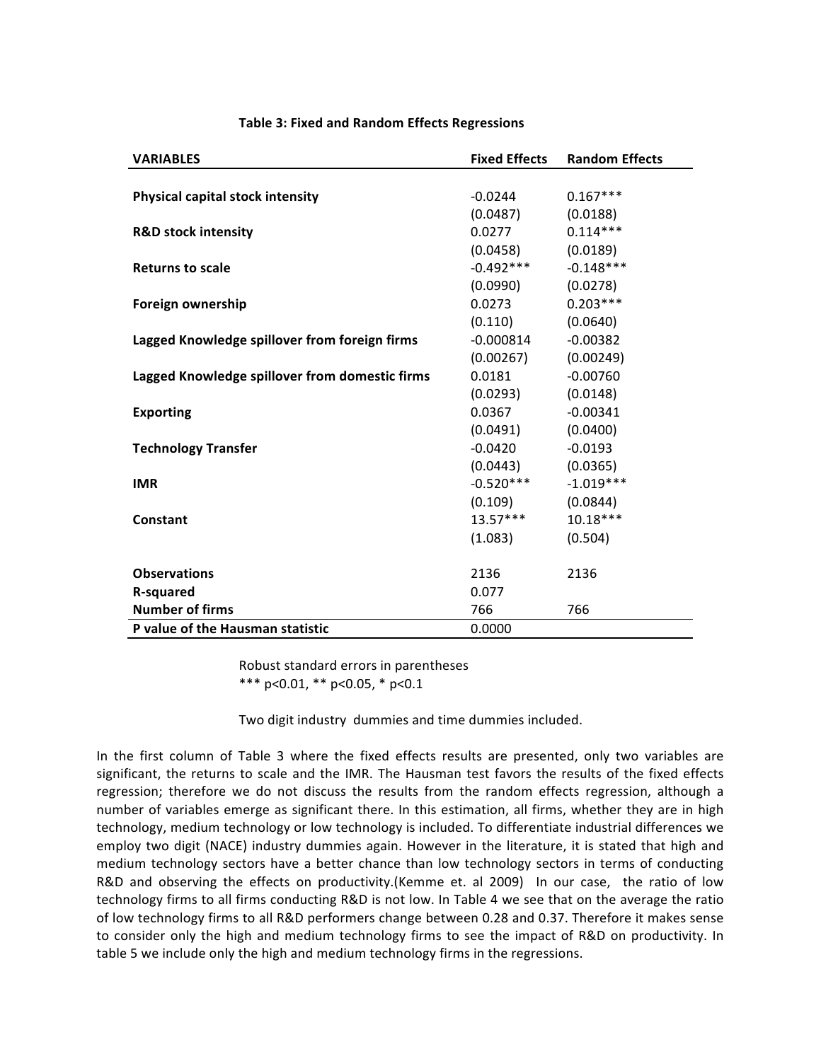**Table 3: Fixed and Random Effects Regressions**

| VARIABLES | Fixed Effects | Random Effects |
|---|---|---|
| **Physical capital stock intensity** | -0.0244 | 0.167*** |
| | (0.0487) | (0.0188) |
| **R&D stock intensity** | 0.0277 | 0.114*** |
| | (0.0458) | (0.0189) |
| **Returns to scale** | -0.492*** | -0.148*** |
| | (0.0990) | (0.0278) |
| **Foreign ownership** | 0.0273 | 0.203*** |
| | (0.110) | (0.0640) |
| **Lagged Knowledge spillover from foreign firms** | -0.000814 | -0.00382 |
| | (0.00267) | (0.00249) |
| **Lagged Knowledge spillover from domestic firms** | 0.0181 | -0.00760 |
| | (0.0293) | (0.0148) |
| **Exporting** | 0.0367 | -0.00341 |
| | (0.0491) | (0.0400) |
| **Technology Transfer** | -0.0420 | -0.0193 |
| | (0.0443) | (0.0365) |
| **IMR** | -0.520*** | -1.019*** |
| | (0.109) | (0.0844) |
| **Constant** | 13.57*** | 10.18*** |
| | (1.083) | (0.504) |
| **Observations** | 2136 | 2136 |
| **R-squared** | 0.077 | |
| **Number of firms** | 766 | 766 |
| **P value of the Hausman statistic** | 0.0000 | |

Robust standard errors in parentheses
*** p<0.01, ** p<0.05, * p<0.1

Two digit industry dummies and time dummies included.

In the first column of Table 3 where the fixed effects results are presented, only two variables are significant, the returns to scale and the IMR. The Hausman test favors the results of the fixed effects regression; therefore we do not discuss the results from the random effects regression, although a number of variables emerge as significant there. In this estimation, all firms, whether they are in high technology, medium technology or low technology is included. To differentiate industrial differences we employ two digit (NACE) industry dummies again. However in the literature, it is stated that high and medium technology sectors have a better chance than low technology sectors in terms of conducting R&D and observing the effects on productivity.(Kemme et. al 2009) In our case, the ratio of low technology firms to all firms conducting R&D is not low. In Table 4 we see that on the average the ratio of low technology firms to all R&D performers change between 0.28 and 0.37. Therefore it makes sense to consider only the high and medium technology firms to see the impact of R&D on productivity. In table 5 we include only the high and medium technology firms in the regressions.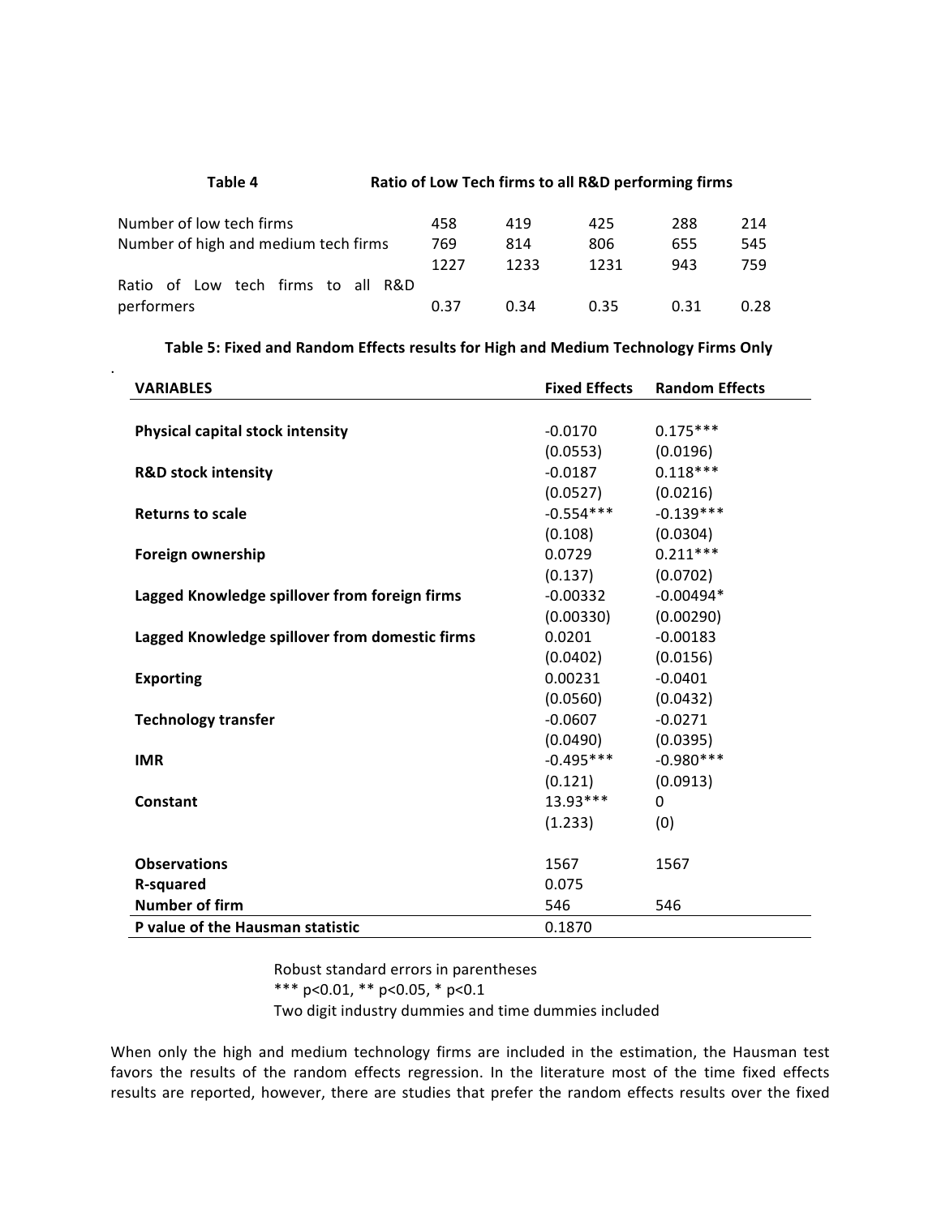**Table 4 Ratio of Low Tech firms to all R&D performing firms**

| | | | | | |
|---|---|---|---|---|---|
| Number of low tech firms | 458 | 419 | 425 | 288 | 214 |
| Number of high and medium tech firms | 769 | 814 | 806 | 655 | 545 |
| | 1227 | 1233 | 1231 | 943 | 759 |
| Ratio of Low tech firms to all R&D performers | 0.37 | 0.34 | 0.35 | 0.31 | 0.28 |

**Table 5: Fixed and Random Effects results for High and Medium Technology Firms Only**

| VARIABLES | Fixed Effects | Random Effects |
|---|---|---|
| **Physical capital stock intensity** | -0.0170 | 0.175*** |
| | (0.0553) | (0.0196) |
| **R&D stock intensity** | -0.0187 | 0.118*** |
| | (0.0527) | (0.0216) |
| **Returns to scale** | -0.554*** | -0.139*** |
| | (0.108) | (0.0304) |
| **Foreign ownership** | 0.0729 | 0.211*** |
| | (0.137) | (0.0702) |
| **Lagged Knowledge spillover from foreign firms** | -0.00332 | -0.00494* |
| | (0.00330) | (0.00290) |
| **Lagged Knowledge spillover from domestic firms** | 0.0201 | -0.00183 |
| | (0.0402) | (0.0156) |
| **Exporting** | 0.00231 | -0.0401 |
| | (0.0560) | (0.0432) |
| **Technology transfer** | -0.0607 | -0.0271 |
| | (0.0490) | (0.0395) |
| **IMR** | -0.495*** | -0.980*** |
| | (0.121) | (0.0913) |
| **Constant** | 13.93*** | 0 |
| | (1.233) | (0) |
| **Observations** | 1567 | 1567 |
| **R-squared** | 0.075 | |
| **Number of firm** | 546 | 546 |
| **P value of the Hausman statistic** | 0.1870 | |

Robust standard errors in parentheses
*** p<0.01, ** p<0.05, * p<0.1
Two digit industry dummies and time dummies included

When only the high and medium technology firms are included in the estimation, the Hausman test favors the results of the random effects regression. In the literature most of the time fixed effects results are reported, however, there are studies that prefer the random effects results over the fixed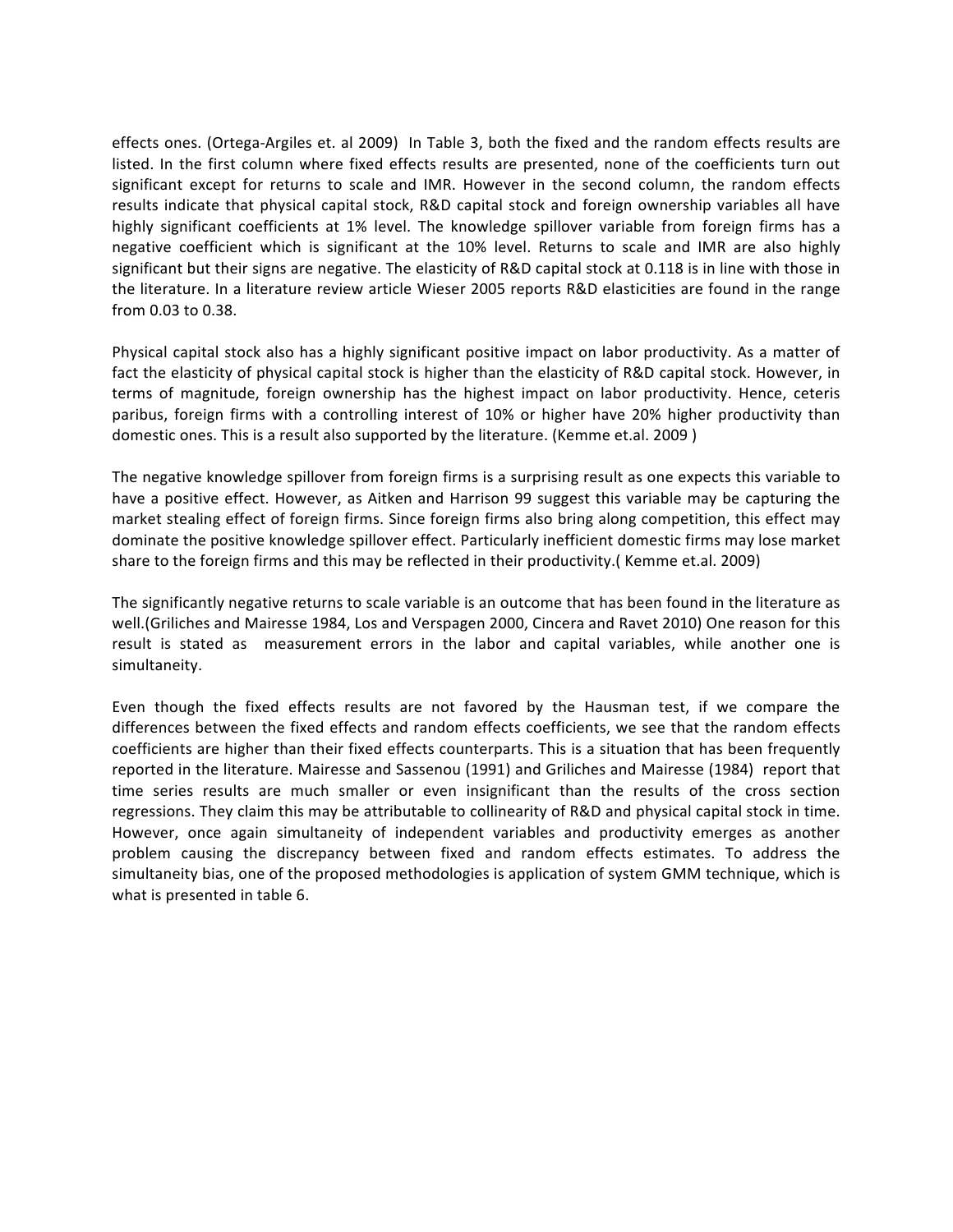effects ones. (Ortega-Argiles et. al 2009)  In Table 3, both the fixed and the random effects results are listed. In the first column where fixed effects results are presented, none of the coefficients turn out significant except for returns to scale and IMR. However in the second column, the random effects results indicate that physical capital stock, R&D capital stock and foreign ownership variables all have highly significant coefficients at 1% level. The knowledge spillover variable from foreign firms has a negative coefficient which is significant at the 10% level. Returns to scale and IMR are also highly significant but their signs are negative. The elasticity of R&D capital stock at 0.118 is in line with those in the literature. In a literature review article Wieser 2005 reports R&D elasticities are found in the range from 0.03 to 0.38.

Physical capital stock also has a highly significant positive impact on labor productivity. As a matter of fact the elasticity of physical capital stock is higher than the elasticity of R&D capital stock. However, in terms of magnitude, foreign ownership has the highest impact on labor productivity. Hence, ceteris paribus, foreign firms with a controlling interest of 10% or higher have 20% higher productivity than domestic ones. This is a result also supported by the literature. (Kemme et.al. 2009 )

The negative knowledge spillover from foreign firms is a surprising result as one expects this variable to have a positive effect. However, as Aitken and Harrison 99 suggest this variable may be capturing the market stealing effect of foreign firms. Since foreign firms also bring along competition, this effect may dominate the positive knowledge spillover effect. Particularly inefficient domestic firms may lose market share to the foreign firms and this may be reflected in their productivity.( Kemme et.al. 2009)

The significantly negative returns to scale variable is an outcome that has been found in the literature as well.(Griliches and Mairesse 1984, Los and Verspagen 2000, Cincera and Ravet 2010) One reason for this result is stated as  measurement errors in the labor and capital variables, while another one is simultaneity.

Even though the fixed effects results are not favored by the Hausman test, if we compare the differences between the fixed effects and random effects coefficients, we see that the random effects coefficients are higher than their fixed effects counterparts. This is a situation that has been frequently reported in the literature. Mairesse and Sassenou (1991) and Griliches and Mairesse (1984)  report that time series results are much smaller or even insignificant than the results of the cross section regressions. They claim this may be attributable to collinearity of R&D and physical capital stock in time. However, once again simultaneity of independent variables and productivity emerges as another problem causing the discrepancy between fixed and random effects estimates. To address the simultaneity bias, one of the proposed methodologies is application of system GMM technique, which is what is presented in table 6.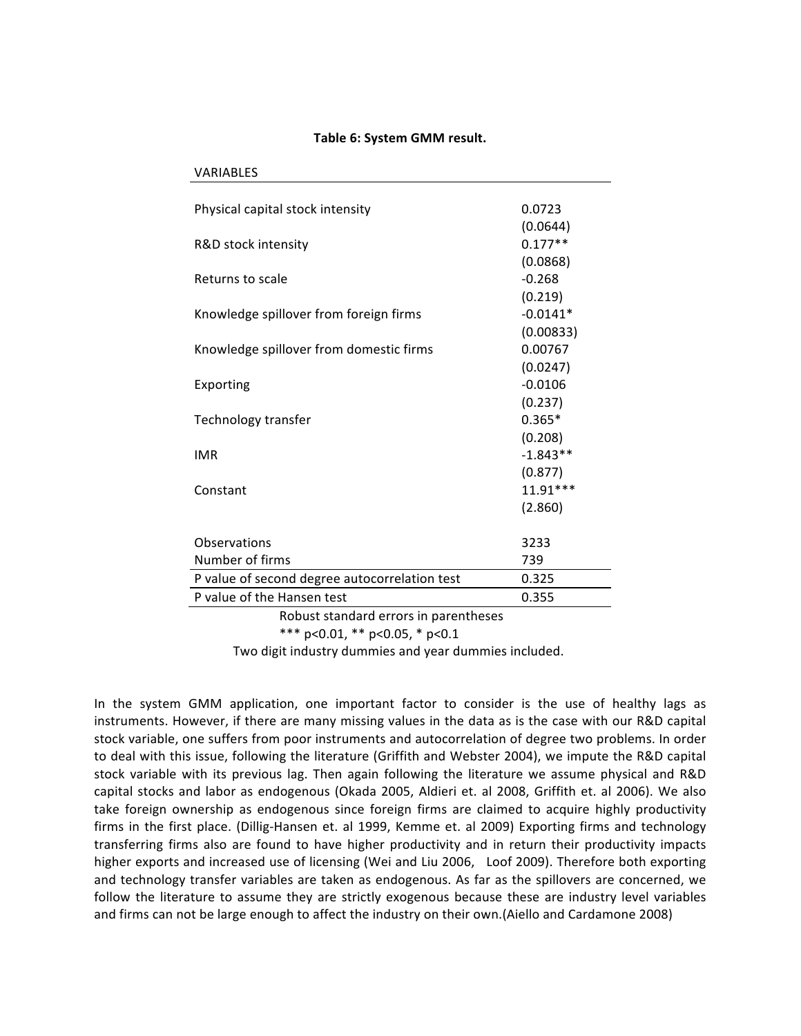**Table 6: System GMM result.**

| VARIABLES | |
|---|---|
| Physical capital stock intensity | 0.0723 |
| | (0.0644) |
| R&D stock intensity | 0.177** |
| | (0.0868) |
| Returns to scale | -0.268 |
| | (0.219) |
| Knowledge spillover from foreign firms | -0.0141* |
| | (0.00833) |
| Knowledge spillover from domestic firms | 0.00767 |
| | (0.0247) |
| Exporting | -0.0106 |
| | (0.237) |
| Technology transfer | 0.365* |
| | (0.208) |
| IMR | -1.843** |
| | (0.877) |
| Constant | 11.91*** |
| | (2.860) |
| Observations | 3233 |
| Number of firms | 739 |
| P value of second degree autocorrelation test | 0.325 |
| P value of the Hansen test | 0.355 |

Robust standard errors in parentheses

*** p<0.01, ** p<0.05, * p<0.1

Two digit industry dummies and year dummies included.

In the system GMM application, one important factor to consider is the use of healthy lags as instruments. However, if there are many missing values in the data as is the case with our R&D capital stock variable, one suffers from poor instruments and autocorrelation of degree two problems. In order to deal with this issue, following the literature (Griffith and Webster 2004), we impute the R&D capital stock variable with its previous lag. Then again following the literature we assume physical and R&D capital stocks and labor as endogenous (Okada 2005, Aldieri et. al 2008, Griffith et. al 2006). We also take foreign ownership as endogenous since foreign firms are claimed to acquire highly productivity firms in the first place. (Dillig-Hansen et. al 1999, Kemme et. al 2009) Exporting firms and technology transferring firms also are found to have higher productivity and in return their productivity impacts higher exports and increased use of licensing (Wei and Liu 2006, Loof 2009). Therefore both exporting and technology transfer variables are taken as endogenous. As far as the spillovers are concerned, we follow the literature to assume they are strictly exogenous because these are industry level variables and firms can not be large enough to affect the industry on their own.(Aiello and Cardamone 2008)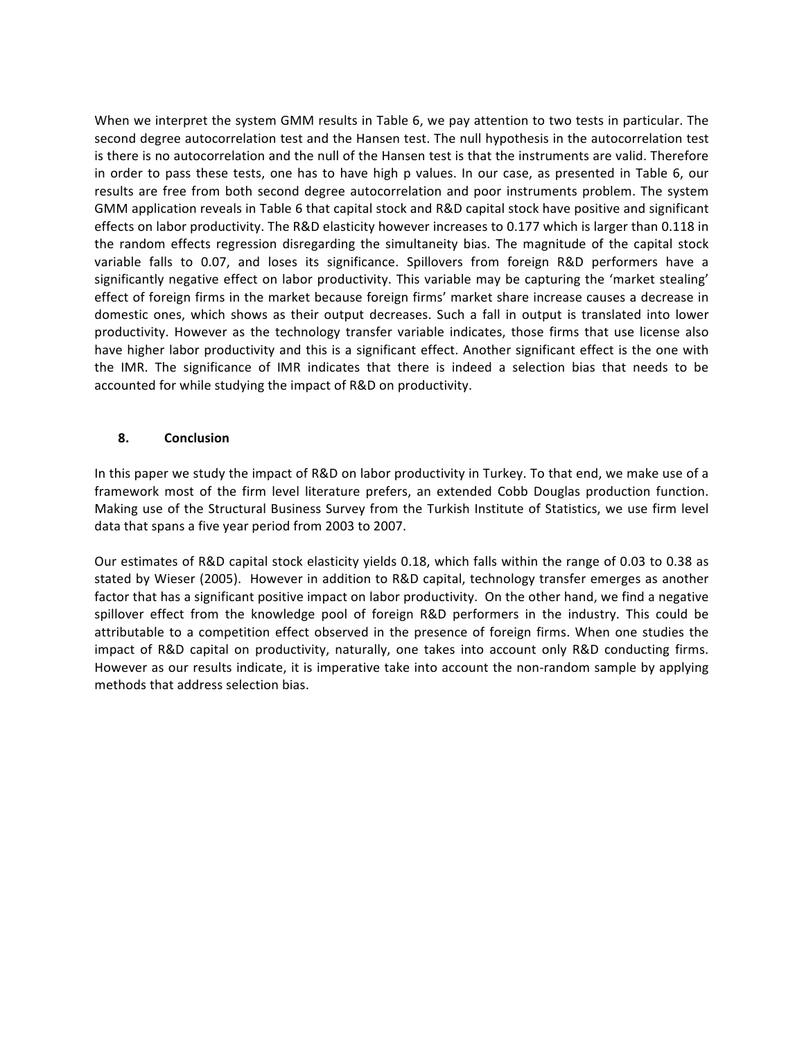When we interpret the system GMM results in Table 6, we pay attention to two tests in particular. The second degree autocorrelation test and the Hansen test. The null hypothesis in the autocorrelation test is there is no autocorrelation and the null of the Hansen test is that the instruments are valid. Therefore in order to pass these tests, one has to have high p values. In our case, as presented in Table 6, our results are free from both second degree autocorrelation and poor instruments problem. The system GMM application reveals in Table 6 that capital stock and R&D capital stock have positive and significant effects on labor productivity. The R&D elasticity however increases to 0.177 which is larger than 0.118 in the random effects regression disregarding the simultaneity bias. The magnitude of the capital stock variable falls to 0.07, and loses its significance. Spillovers from foreign R&D performers have a significantly negative effect on labor productivity. This variable may be capturing the 'market stealing' effect of foreign firms in the market because foreign firms' market share increase causes a decrease in domestic ones, which shows as their output decreases. Such a fall in output is translated into lower productivity. However as the technology transfer variable indicates, those firms that use license also have higher labor productivity and this is a significant effect. Another significant effect is the one with the IMR. The significance of IMR indicates that there is indeed a selection bias that needs to be accounted for while studying the impact of R&D on productivity.

## 8. Conclusion

In this paper we study the impact of R&D on labor productivity in Turkey. To that end, we make use of a framework most of the firm level literature prefers, an extended Cobb Douglas production function. Making use of the Structural Business Survey from the Turkish Institute of Statistics, we use firm level data that spans a five year period from 2003 to 2007.

Our estimates of R&D capital stock elasticity yields 0.18, which falls within the range of 0.03 to 0.38 as stated by Wieser (2005). However in addition to R&D capital, technology transfer emerges as another factor that has a significant positive impact on labor productivity. On the other hand, we find a negative spillover effect from the knowledge pool of foreign R&D performers in the industry. This could be attributable to a competition effect observed in the presence of foreign firms. When one studies the impact of R&D capital on productivity, naturally, one takes into account only R&D conducting firms. However as our results indicate, it is imperative take into account the non-random sample by applying methods that address selection bias.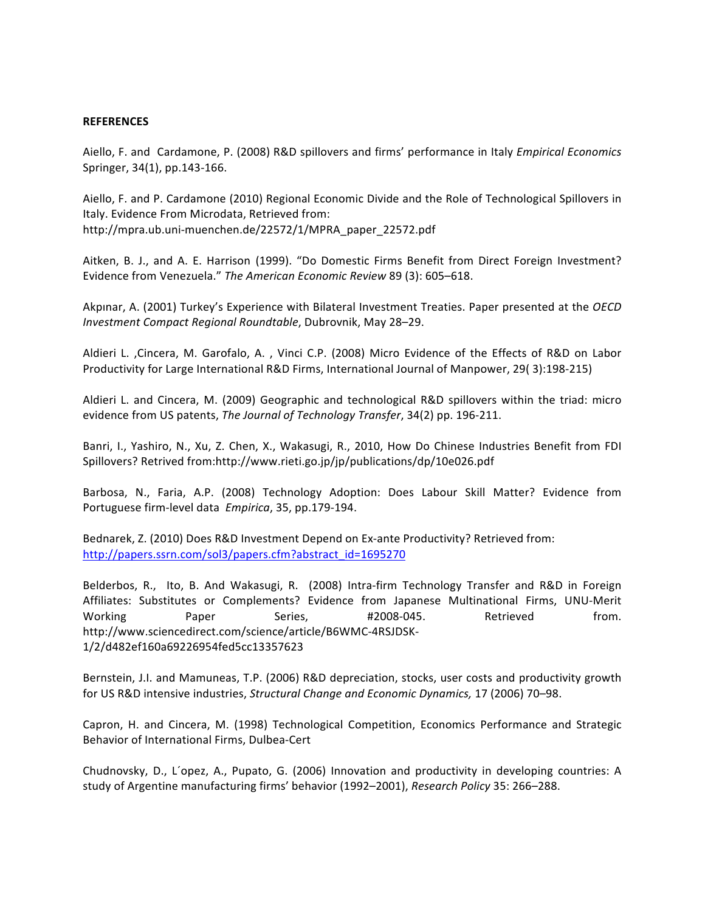**REFERENCES**

Aiello, F. and Cardamone, P. (2008) R&D spillovers and firms' performance in Italy *Empirical Economics* Springer, 34(1), pp.143-166.

Aiello, F. and P. Cardamone (2010) Regional Economic Divide and the Role of Technological Spillovers in Italy. Evidence From Microdata, Retrieved from: http://mpra.ub.uni-muenchen.de/22572/1/MPRA_paper_22572.pdf

Aitken, B. J., and A. E. Harrison (1999). "Do Domestic Firms Benefit from Direct Foreign Investment? Evidence from Venezuela." *The American Economic Review* 89 (3): 605–618.

Akpınar, A. (2001) Turkey's Experience with Bilateral Investment Treaties. Paper presented at the *OECD Investment Compact Regional Roundtable*, Dubrovnik, May 28–29.

Aldieri L. ,Cincera, M. Garofalo, A. , Vinci C.P. (2008) Micro Evidence of the Effects of R&D on Labor Productivity for Large International R&D Firms, International Journal of Manpower, 29( 3):198-215)

Aldieri L. and Cincera, M. (2009) Geographic and technological R&D spillovers within the triad: micro evidence from US patents, *The Journal of Technology Transfer*, 34(2) pp. 196-211.

Banri, I., Yashiro, N., Xu, Z. Chen, X., Wakasugi, R., 2010, How Do Chinese Industries Benefit from FDI Spillovers? Retrived from:http://www.rieti.go.jp/jp/publications/dp/10e026.pdf

Barbosa, N., Faria, A.P. (2008) Technology Adoption: Does Labour Skill Matter? Evidence from Portuguese firm-level data *Empirica*, 35, pp.179-194.

Bednarek, Z. (2010) Does R&D Investment Depend on Ex-ante Productivity? Retrieved from: http://papers.ssrn.com/sol3/papers.cfm?abstract_id=1695270

Belderbos, R., Ito, B. And Wakasugi, R. (2008) Intra-firm Technology Transfer and R&D in Foreign Affiliates: Substitutes or Complements? Evidence from Japanese Multinational Firms, UNU-Merit Working Paper Series, #2008-045. Retrieved from. http://www.sciencedirect.com/science/article/B6WMC-4RSJDSK-1/2/d482ef160a69226954fed5cc13357623

Bernstein, J.I. and Mamuneas, T.P. (2006) R&D depreciation, stocks, user costs and productivity growth for US R&D intensive industries, *Structural Change and Economic Dynamics,* 17 (2006) 70–98.

Capron, H. and Cincera, M. (1998) Technological Competition, Economics Performance and Strategic Behavior of International Firms, Dulbea-Cert

Chudnovsky, D., L´opez, A., Pupato, G. (2006) Innovation and productivity in developing countries: A study of Argentine manufacturing firms' behavior (1992–2001), *Research Policy* 35: 266–288.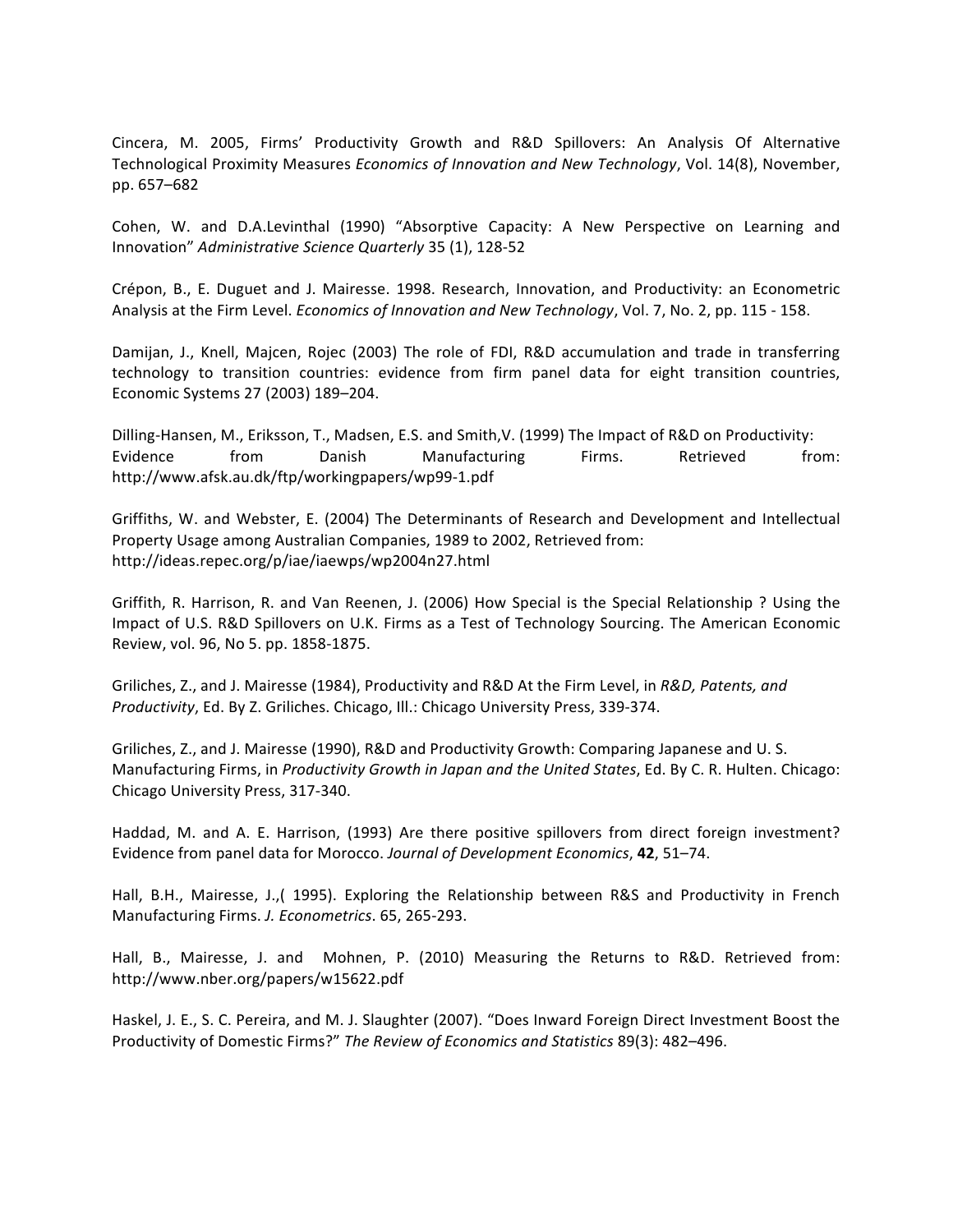Cincera, M. 2005, Firms' Productivity Growth and R&D Spillovers: An Analysis Of Alternative Technological Proximity Measures *Economics of Innovation and New Technology*, Vol. 14(8), November, pp. 657–682

Cohen, W. and D.A.Levinthal (1990) "Absorptive Capacity: A New Perspective on Learning and Innovation" *Administrative Science Quarterly* 35 (1), 128-52

Crépon, B., E. Duguet and J. Mairesse. 1998. Research, Innovation, and Productivity: an Econometric Analysis at the Firm Level. *Economics of Innovation and New Technology*, Vol. 7, No. 2, pp. 115 - 158.

Damijan, J., Knell, Majcen, Rojec (2003) The role of FDI, R&D accumulation and trade in transferring technology to transition countries: evidence from firm panel data for eight transition countries, Economic Systems 27 (2003) 189–204.

Dilling-Hansen, M., Eriksson, T., Madsen, E.S. and Smith,V. (1999) The Impact of R&D on Productivity: Evidence from Danish Manufacturing Firms. Retrieved from: http://www.afsk.au.dk/ftp/workingpapers/wp99-1.pdf

Griffiths, W. and Webster, E. (2004) The Determinants of Research and Development and Intellectual Property Usage among Australian Companies, 1989 to 2002, Retrieved from: http://ideas.repec.org/p/iae/iaewps/wp2004n27.html

Griffith, R. Harrison, R. and Van Reenen, J. (2006) How Special is the Special Relationship ? Using the Impact of U.S. R&D Spillovers on U.K. Firms as a Test of Technology Sourcing. The American Economic Review, vol. 96, No 5. pp. 1858-1875.

Griliches, Z., and J. Mairesse (1984), Productivity and R&D At the Firm Level, in *R&D, Patents, and Productivity*, Ed. By Z. Griliches. Chicago, Ill.: Chicago University Press, 339-374.

Griliches, Z., and J. Mairesse (1990), R&D and Productivity Growth: Comparing Japanese and U. S. Manufacturing Firms, in *Productivity Growth in Japan and the United States*, Ed. By C. R. Hulten. Chicago: Chicago University Press, 317-340.

Haddad, M. and A. E. Harrison, (1993) Are there positive spillovers from direct foreign investment? Evidence from panel data for Morocco. *Journal of Development Economics*, **42**, 51–74.

Hall, B.H., Mairesse, J.,( 1995). Exploring the Relationship between R&S and Productivity in French Manufacturing Firms. *J. Econometrics*. 65, 265-293.

Hall, B., Mairesse, J. and Mohnen, P. (2010) Measuring the Returns to R&D. Retrieved from: http://www.nber.org/papers/w15622.pdf

Haskel, J. E., S. C. Pereira, and M. J. Slaughter (2007). "Does Inward Foreign Direct Investment Boost the Productivity of Domestic Firms?" *The Review of Economics and Statistics* 89(3): 482–496.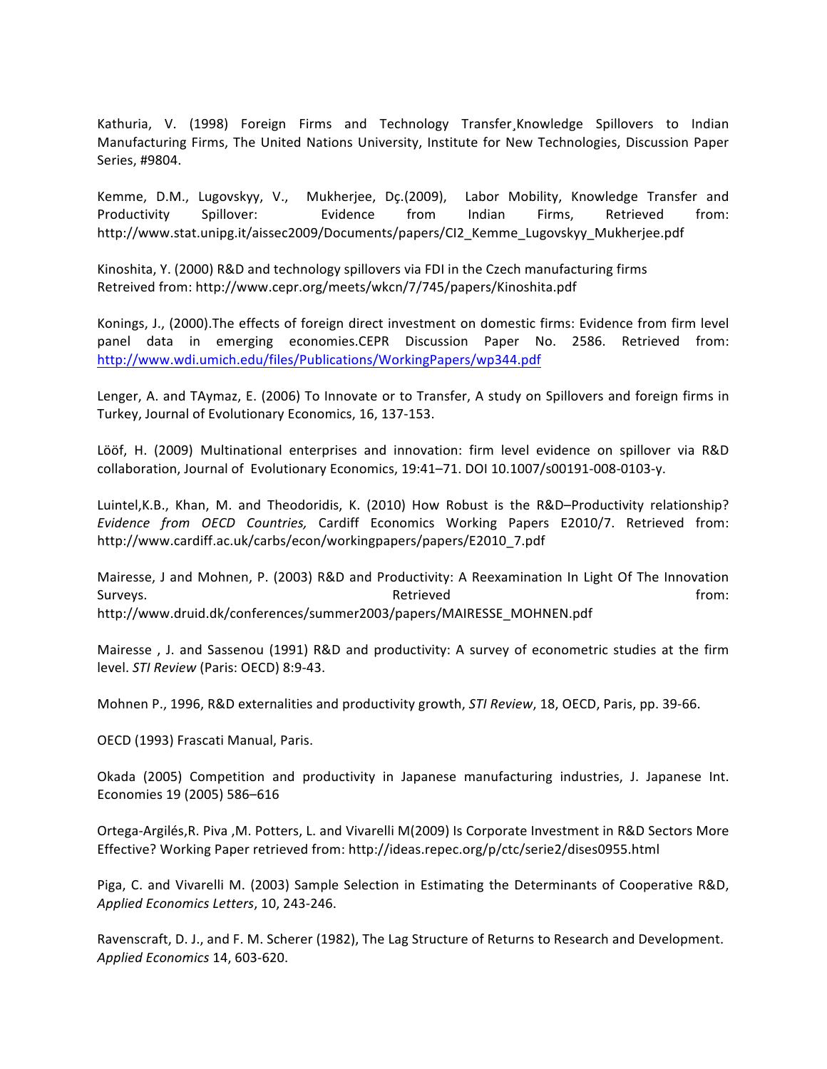Kathuria, V. (1998) Foreign Firms and Technology Transfer¸Knowledge Spillovers to Indian Manufacturing Firms, The United Nations University, Institute for New Technologies, Discussion Paper Series, #9804.

Kemme, D.M., Lugovskyy, V., Mukherjee, Dç.(2009), Labor Mobility, Knowledge Transfer and Productivity Spillover: Evidence from Indian Firms, Retrieved from: http://www.stat.unipg.it/aissec2009/Documents/papers/CI2_Kemme_Lugovskyy_Mukherjee.pdf

Kinoshita, Y. (2000) R&D and technology spillovers via FDI in the Czech manufacturing firms Retrieved from: http://www.cepr.org/meets/wkcn/7/745/papers/Kinoshita.pdf

Konings, J., (2000).The effects of foreign direct investment on domestic firms: Evidence from firm level panel data in emerging economies.CEPR Discussion Paper No. 2586. Retrieved from: http://www.wdi.umich.edu/files/Publications/WorkingPapers/wp344.pdf

Lenger, A. and TAymaz, E. (2006) To Innovate or to Transfer, A study on Spillovers and foreign firms in Turkey, Journal of Evolutionary Economics, 16, 137-153.

Lööf, H. (2009) Multinational enterprises and innovation: firm level evidence on spillover via R&D collaboration, Journal of Evolutionary Economics, 19:41–71. DOI 10.1007/s00191-008-0103-y.

Luintel,K.B., Khan, M. and Theodoridis, K. (2010) How Robust is the R&D–Productivity relationship? *Evidence from OECD Countries,* Cardiff Economics Working Papers E2010/7. Retrieved from: http://www.cardiff.ac.uk/carbs/econ/workingpapers/papers/E2010_7.pdf

Mairesse, J and Mohnen, P. (2003) R&D and Productivity: A Reexamination In Light Of The Innovation Surveys. Retrieved from: http://www.druid.dk/conferences/summer2003/papers/MAIRESSE_MOHNEN.pdf

Mairesse , J. and Sassenou (1991) R&D and productivity: A survey of econometric studies at the firm level. *STI Review* (Paris: OECD) 8:9-43.

Mohnen P., 1996, R&D externalities and productivity growth, *STI Review*, 18, OECD, Paris, pp. 39-66.

OECD (1993) Frascati Manual, Paris.

Okada (2005) Competition and productivity in Japanese manufacturing industries, J. Japanese Int. Economies 19 (2005) 586–616

Ortega-Argilés,R. Piva ,M. Potters, L. and Vivarelli M(2009) Is Corporate Investment in R&D Sectors More Effective? Working Paper retrieved from: http://ideas.repec.org/p/ctc/serie2/dises0955.html

Piga, C. and Vivarelli M. (2003) Sample Selection in Estimating the Determinants of Cooperative R&D, *Applied Economics Letters*, 10, 243-246.

Ravenscraft, D. J., and F. M. Scherer (1982), The Lag Structure of Returns to Research and Development. *Applied Economics* 14, 603-620.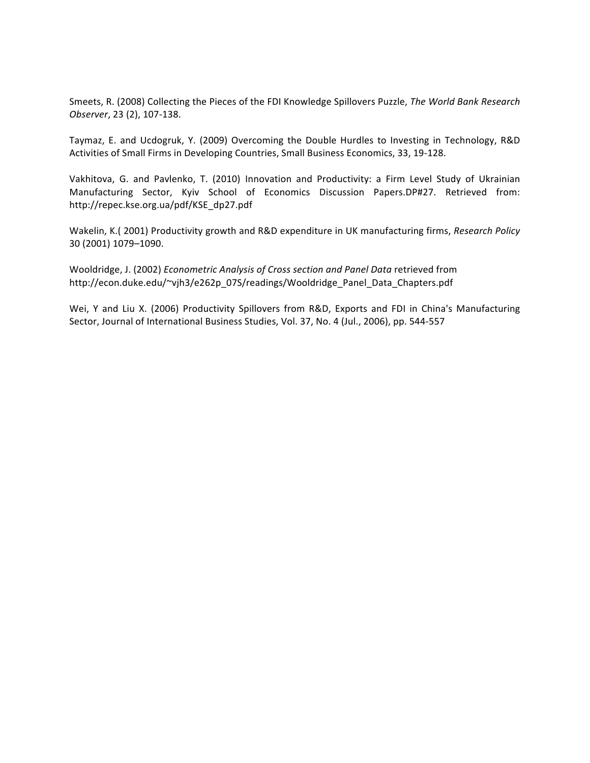Smeets, R. (2008) Collecting the Pieces of the FDI Knowledge Spillovers Puzzle, *The World Bank Research Observer*, 23 (2), 107-138.

Taymaz, E. and Ucdogruk, Y. (2009) Overcoming the Double Hurdles to Investing in Technology, R&D Activities of Small Firms in Developing Countries, Small Business Economics, 33, 19-128.

Vakhitova, G. and Pavlenko, T. (2010) Innovation and Productivity: a Firm Level Study of Ukrainian Manufacturing Sector, Kyiv School of Economics Discussion Papers.DP#27. Retrieved from: http://repec.kse.org.ua/pdf/KSE_dp27.pdf

Wakelin, K.( 2001) Productivity growth and R&D expenditure in UK manufacturing firms, *Research Policy* 30 (2001) 1079–1090.

Wooldridge, J. (2002) *Econometric Analysis of Cross section and Panel Data* retrieved from http://econ.duke.edu/~vjh3/e262p_07S/readings/Wooldridge_Panel_Data_Chapters.pdf

Wei, Y and Liu X. (2006) Productivity Spillovers from R&D, Exports and FDI in China's Manufacturing Sector, Journal of International Business Studies, Vol. 37, No. 4 (Jul., 2006), pp. 544-557